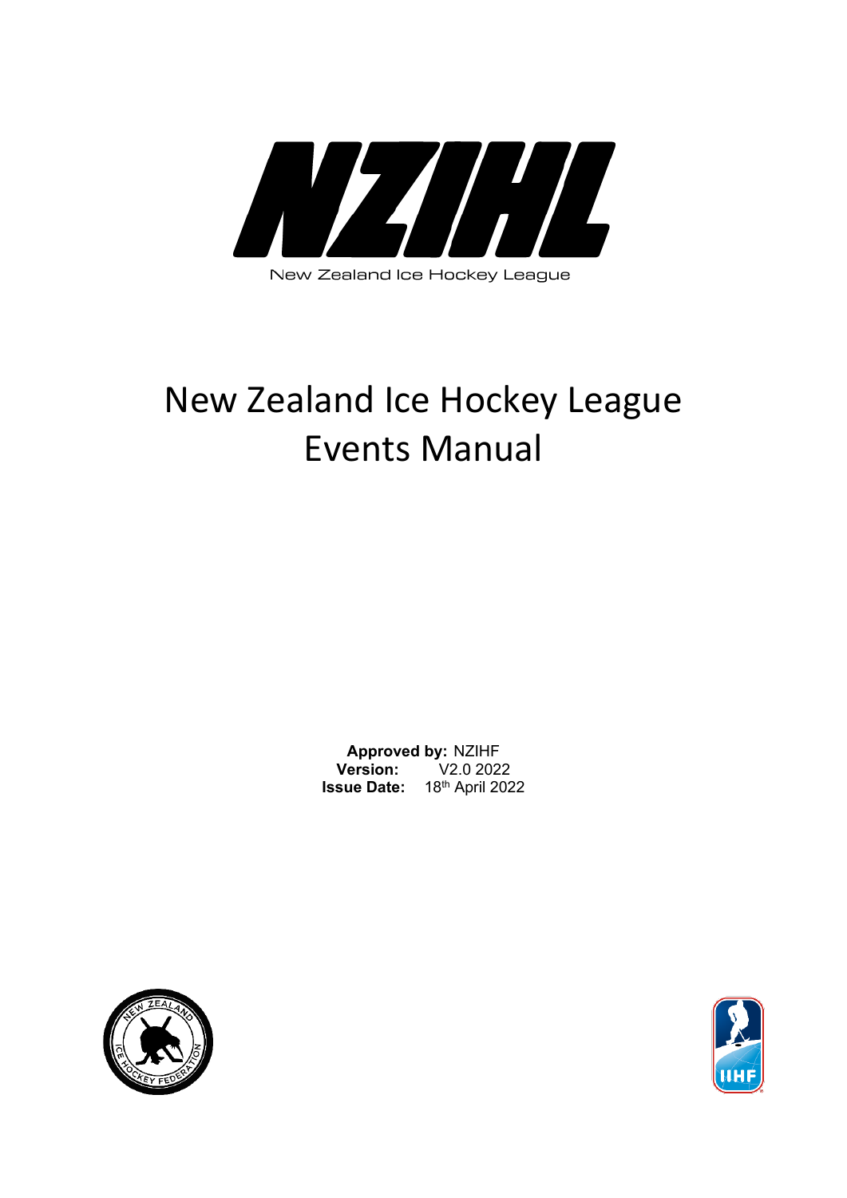NZIHL

New Zealand Ice Hockey League

# New Zealand Ice Hockey League Events Manual

**Approved by:** NZIHF
**Version:** V2.0 2022
**Issue Date:** 18th April 2022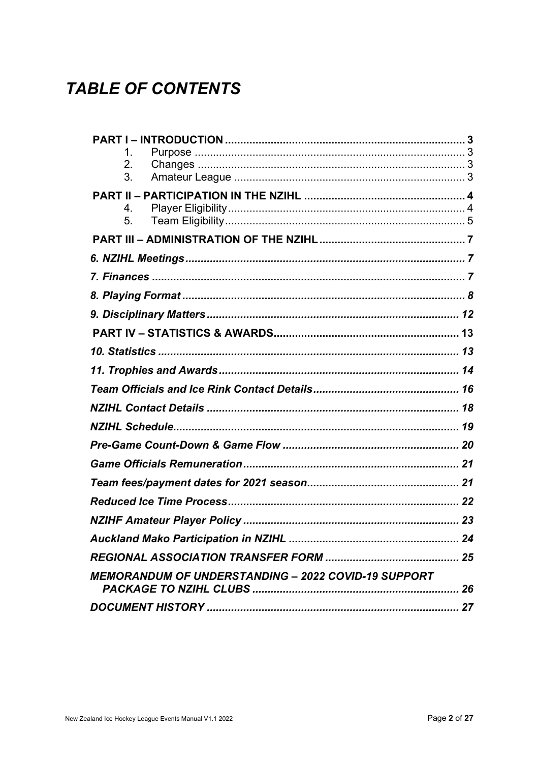# *TABLE OF CONTENTS*

**PART I – INTRODUCTION** ..... 3
1. Purpose ..... 3
2. Changes ..... 3
3. Amateur League ..... 3

**PART II – PARTICIPATION IN THE NZIHL** ..... 4
4. Player Eligibility ..... 4
5. Team Eligibility ..... 5

**PART III – ADMINISTRATION OF THE NZIHL** ..... 7

***6. NZIHL Meetings*** ..... 7

***7. Finances*** ..... 7

***8. Playing Format*** ..... 8

***9. Disciplinary Matters*** ..... 12

**PART IV – STATISTICS & AWARDS** ..... 13

***10. Statistics*** ..... 13

***11. Trophies and Awards*** ..... 14

***Team Officials and Ice Rink Contact Details*** ..... 16

***NZIHL Contact Details*** ..... 18

***NZIHL Schedule*** ..... 19

***Pre-Game Count-Down & Game Flow*** ..... 20

***Game Officials Remuneration*** ..... 21

***Team fees/payment dates for 2021 season*** ..... 21

***Reduced Ice Time Process*** ..... 22

***NZIHF Amateur Player Policy*** ..... 23

***Auckland Mako Participation in NZIHL*** ..... 24

***REGIONAL ASSOCIATION TRANSFER FORM*** ..... 25

***MEMORANDUM OF UNDERSTANDING – 2022 COVID-19 SUPPORT PACKAGE TO NZIHL CLUBS*** ..... 26

***DOCUMENT HISTORY*** ..... 27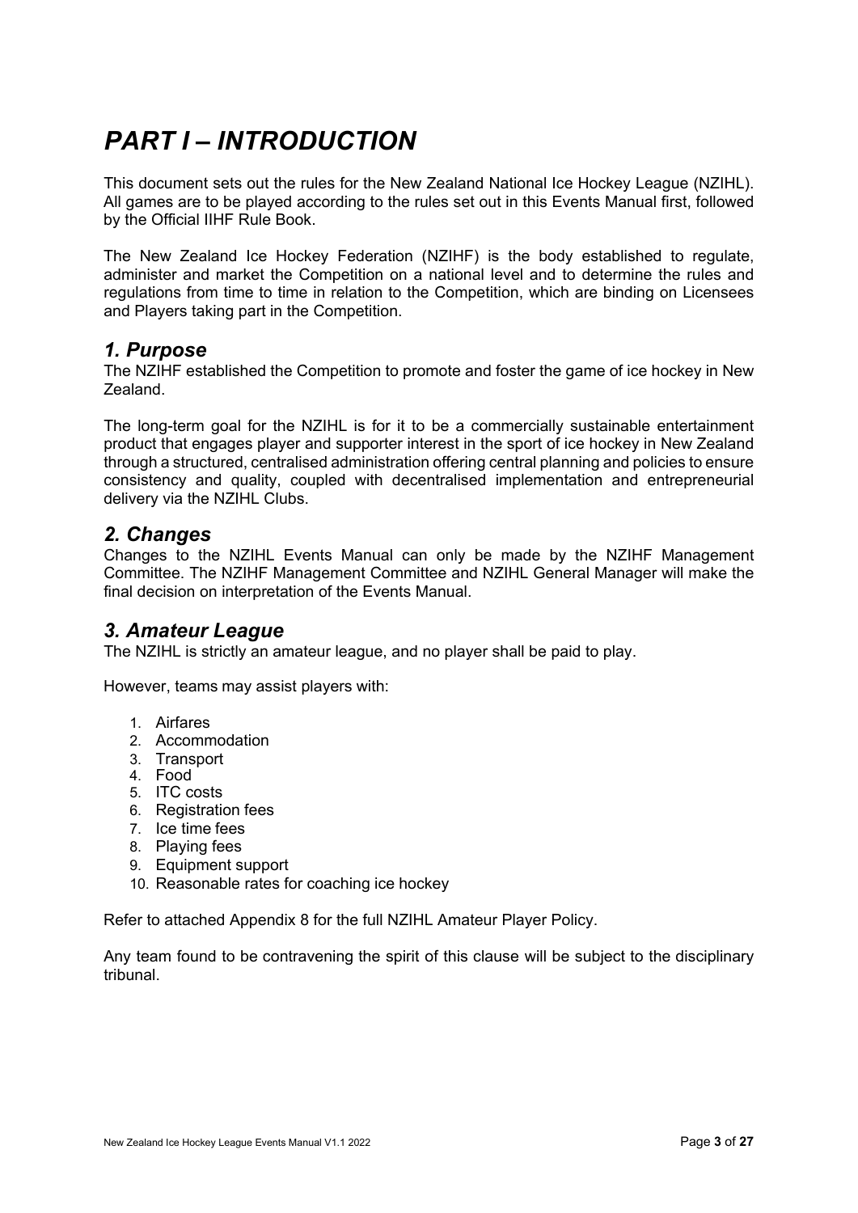# *PART I – INTRODUCTION*

This document sets out the rules for the New Zealand National Ice Hockey League (NZIHL). All games are to be played according to the rules set out in this Events Manual first, followed by the Official IIHF Rule Book.

The New Zealand Ice Hockey Federation (NZIHF) is the body established to regulate, administer and market the Competition on a national level and to determine the rules and regulations from time to time in relation to the Competition, which are binding on Licensees and Players taking part in the Competition.

## *1. Purpose*

The NZIHF established the Competition to promote and foster the game of ice hockey in New Zealand.

The long-term goal for the NZIHL is for it to be a commercially sustainable entertainment product that engages player and supporter interest in the sport of ice hockey in New Zealand through a structured, centralised administration offering central planning and policies to ensure consistency and quality, coupled with decentralised implementation and entrepreneurial delivery via the NZIHL Clubs.

## *2. Changes*

Changes to the NZIHL Events Manual can only be made by the NZIHF Management Committee. The NZIHF Management Committee and NZIHL General Manager will make the final decision on interpretation of the Events Manual.

## *3. Amateur League*

The NZIHL is strictly an amateur league, and no player shall be paid to play.

However, teams may assist players with:

1. Airfares
2. Accommodation
3. Transport
4. Food
5. ITC costs
6. Registration fees
7. Ice time fees
8. Playing fees
9. Equipment support
10. Reasonable rates for coaching ice hockey

Refer to attached Appendix 8 for the full NZIHL Amateur Player Policy.

Any team found to be contravening the spirit of this clause will be subject to the disciplinary tribunal.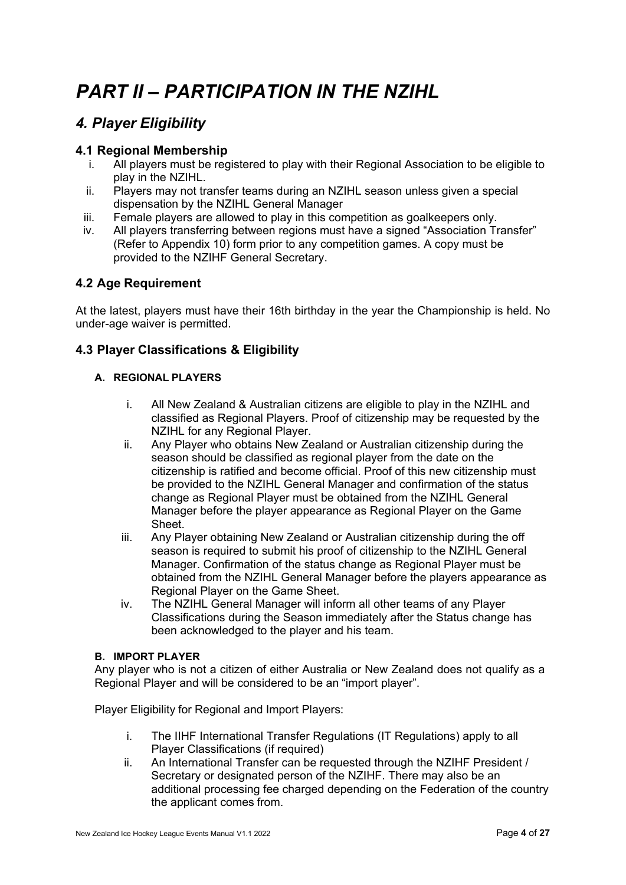# *PART II – PARTICIPATION IN THE NZIHL*

## *4. Player Eligibility*

### 4.1 Regional Membership

i. All players must be registered to play with their Regional Association to be eligible to play in the NZIHL.

ii. Players may not transfer teams during an NZIHL season unless given a special dispensation by the NZIHL General Manager

iii. Female players are allowed to play in this competition as goalkeepers only.

iv. All players transferring between regions must have a signed "Association Transfer" (Refer to Appendix 10) form prior to any competition games. A copy must be provided to the NZIHF General Secretary.

### 4.2 Age Requirement

At the latest, players must have their 16th birthday in the year the Championship is held. No under-age waiver is permitted.

### 4.3 Player Classifications & Eligibility

#### A. REGIONAL PLAYERS

i. All New Zealand & Australian citizens are eligible to play in the NZIHL and classified as Regional Players. Proof of citizenship may be requested by the NZIHL for any Regional Player.

ii. Any Player who obtains New Zealand or Australian citizenship during the season should be classified as regional player from the date on the citizenship is ratified and become official. Proof of this new citizenship must be provided to the NZIHL General Manager and confirmation of the status change as Regional Player must be obtained from the NZIHL General Manager before the player appearance as Regional Player on the Game Sheet.

iii. Any Player obtaining New Zealand or Australian citizenship during the off season is required to submit his proof of citizenship to the NZIHL General Manager. Confirmation of the status change as Regional Player must be obtained from the NZIHL General Manager before the players appearance as Regional Player on the Game Sheet.

iv. The NZIHL General Manager will inform all other teams of any Player Classifications during the Season immediately after the Status change has been acknowledged to the player and his team.

#### B. IMPORT PLAYER

Any player who is not a citizen of either Australia or New Zealand does not qualify as a Regional Player and will be considered to be an "import player".

Player Eligibility for Regional and Import Players:

i. The IIHF International Transfer Regulations (IT Regulations) apply to all Player Classifications (if required)

ii. An International Transfer can be requested through the NZIHF President / Secretary or designated person of the NZIHF. There may also be an additional processing fee charged depending on the Federation of the country the applicant comes from.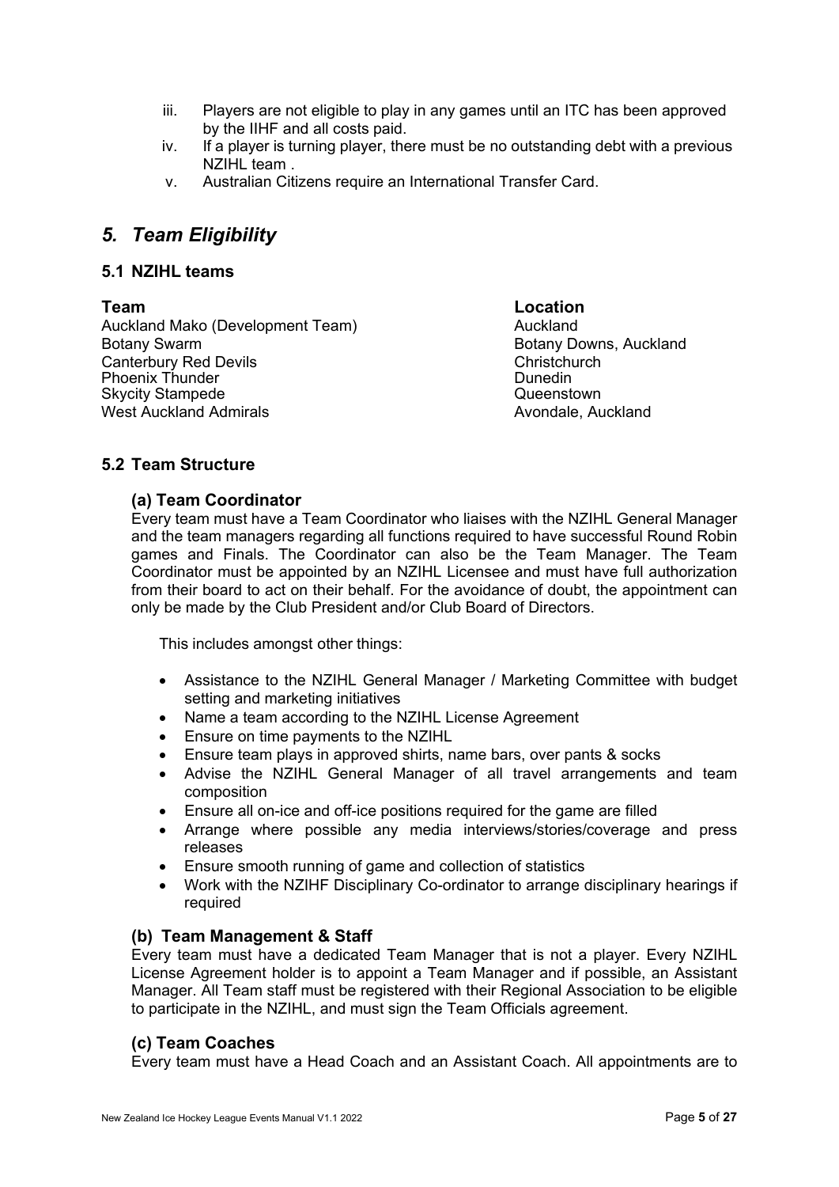iii. Players are not eligible to play in any games until an ITC has been approved by the IIHF and all costs paid.
iv. If a player is turning player, there must be no outstanding debt with a previous NZIHL team .
v. Australian Citizens require an International Transfer Card.

# *5. Team Eligibility*

## 5.1 NZIHL teams

| Team | Location |
| --- | --- |
| Auckland Mako (Development Team) | Auckland |
| Botany Swarm | Botany Downs, Auckland |
| Canterbury Red Devils | Christchurch |
| Phoenix Thunder | Dunedin |
| Skycity Stampede | Queenstown |
| West Auckland Admirals | Avondale, Auckland |

## 5.2 Team Structure

### (a) Team Coordinator

Every team must have a Team Coordinator who liaises with the NZIHL General Manager and the team managers regarding all functions required to have successful Round Robin games and Finals. The Coordinator can also be the Team Manager. The Team Coordinator must be appointed by an NZIHL Licensee and must have full authorization from their board to act on their behalf. For the avoidance of doubt, the appointment can only be made by the Club President and/or Club Board of Directors.

This includes amongst other things:

- Assistance to the NZIHL General Manager / Marketing Committee with budget setting and marketing initiatives
- Name a team according to the NZIHL License Agreement
- Ensure on time payments to the NZIHL
- Ensure team plays in approved shirts, name bars, over pants & socks
- Advise the NZIHL General Manager of all travel arrangements and team composition
- Ensure all on-ice and off-ice positions required for the game are filled
- Arrange where possible any media interviews/stories/coverage and press releases
- Ensure smooth running of game and collection of statistics
- Work with the NZIHF Disciplinary Co-ordinator to arrange disciplinary hearings if required

### (b) Team Management & Staff

Every team must have a dedicated Team Manager that is not a player. Every NZIHL License Agreement holder is to appoint a Team Manager and if possible, an Assistant Manager. All Team staff must be registered with their Regional Association to be eligible to participate in the NZIHL, and must sign the Team Officials agreement.

### (c) Team Coaches

Every team must have a Head Coach and an Assistant Coach. All appointments are to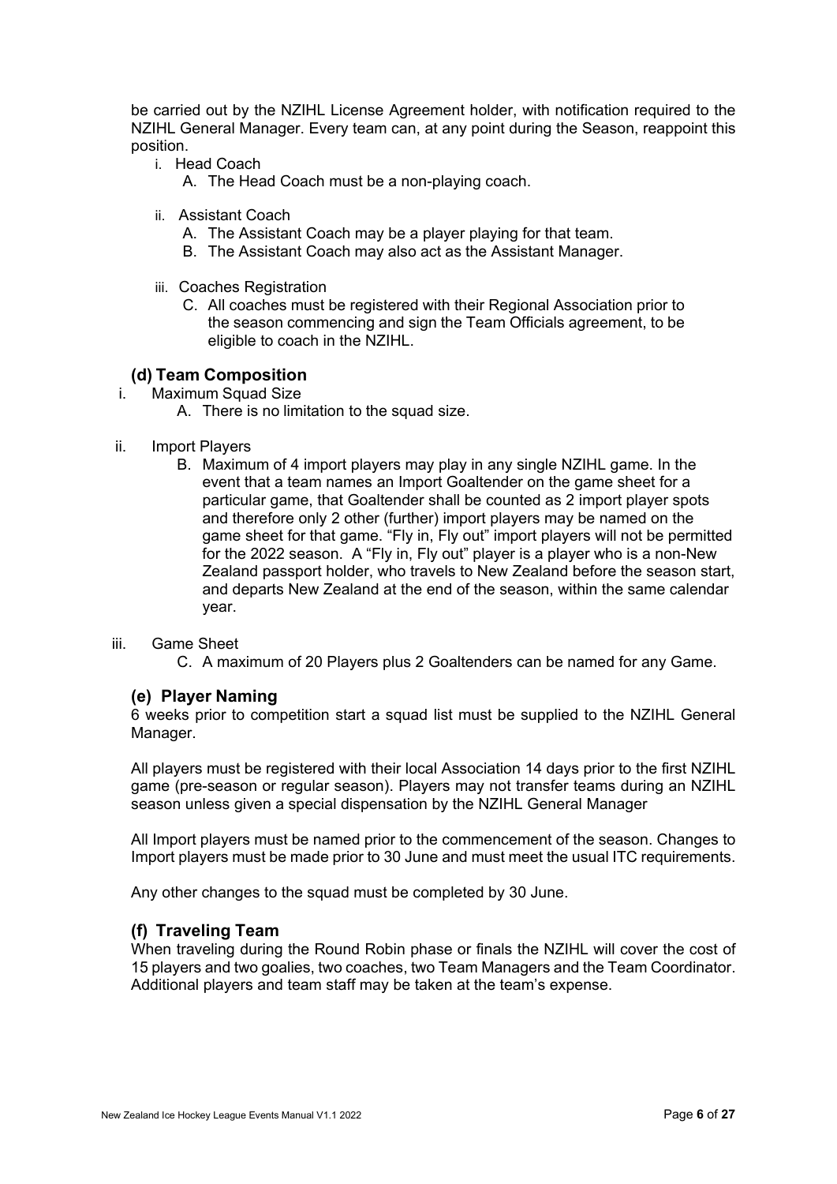be carried out by the NZIHL License Agreement holder, with notification required to the NZIHL General Manager. Every team can, at any point during the Season, reappoint this position.

i. Head Coach
   A. The Head Coach must be a non-playing coach.

ii. Assistant Coach
   A. The Assistant Coach may be a player playing for that team.
   B. The Assistant Coach may also act as the Assistant Manager.

iii. Coaches Registration
   C. All coaches must be registered with their Regional Association prior to the season commencing and sign the Team Officials agreement, to be eligible to coach in the NZIHL.

### (d) Team Composition

i. Maximum Squad Size
   A. There is no limitation to the squad size.

ii. Import Players
   B. Maximum of 4 import players may play in any single NZIHL game. In the event that a team names an Import Goaltender on the game sheet for a particular game, that Goaltender shall be counted as 2 import player spots and therefore only 2 other (further) import players may be named on the game sheet for that game. "Fly in, Fly out" import players will not be permitted for the 2022 season. A "Fly in, Fly out" player is a player who is a non-New Zealand passport holder, who travels to New Zealand before the season start, and departs New Zealand at the end of the season, within the same calendar year.

iii. Game Sheet
   C. A maximum of 20 Players plus 2 Goaltenders can be named for any Game.

### (e) Player Naming

6 weeks prior to competition start a squad list must be supplied to the NZIHL General Manager.

All players must be registered with their local Association 14 days prior to the first NZIHL game (pre-season or regular season). Players may not transfer teams during an NZIHL season unless given a special dispensation by the NZIHL General Manager

All Import players must be named prior to the commencement of the season. Changes to Import players must be made prior to 30 June and must meet the usual ITC requirements.

Any other changes to the squad must be completed by 30 June.

### (f) Traveling Team

When traveling during the Round Robin phase or finals the NZIHL will cover the cost of 15 players and two goalies, two coaches, two Team Managers and the Team Coordinator. Additional players and team staff may be taken at the team's expense.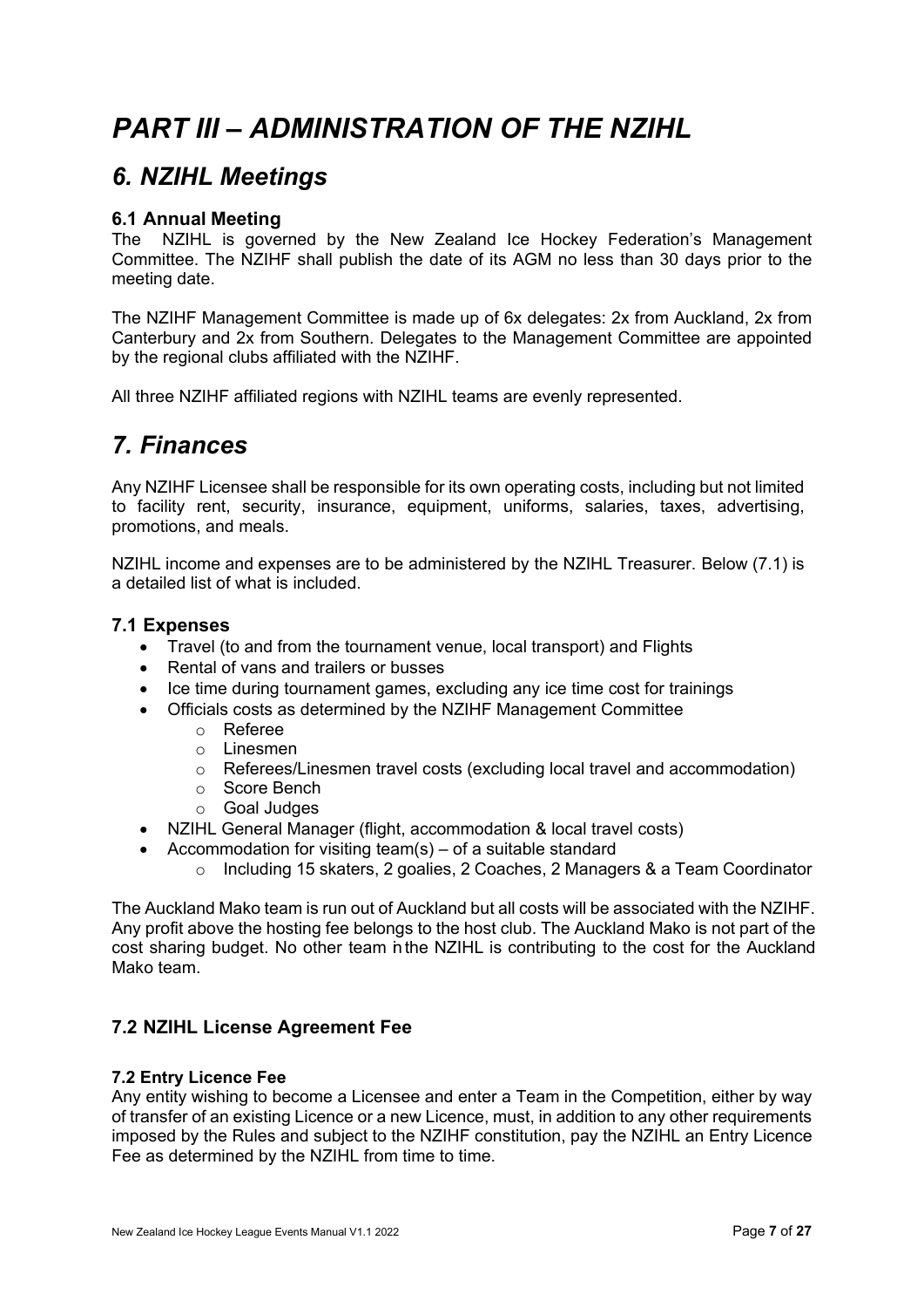# *PART III – ADMINISTRATION OF THE NZIHL*

## *6. NZIHL Meetings*

### 6.1 Annual Meeting

The NZIHL is governed by the New Zealand Ice Hockey Federation's Management Committee. The NZIHF shall publish the date of its AGM no less than 30 days prior to the meeting date.

The NZIHF Management Committee is made up of 6x delegates: 2x from Auckland, 2x from Canterbury and 2x from Southern. Delegates to the Management Committee are appointed by the regional clubs affiliated with the NZIHF.

All three NZIHF affiliated regions with NZIHL teams are evenly represented.

## *7. Finances*

Any NZIHF Licensee shall be responsible for its own operating costs, including but not limited to facility rent, security, insurance, equipment, uniforms, salaries, taxes, advertising, promotions, and meals.

NZIHL income and expenses are to be administered by the NZIHL Treasurer. Below (7.1) is a detailed list of what is included.

### 7.1 Expenses

- Travel (to and from the tournament venue, local transport) and Flights
- Rental of vans and trailers or busses
- Ice time during tournament games, excluding any ice time cost for trainings
- Officials costs as determined by the NZIHF Management Committee
  - Referee
  - Linesmen
  - Referees/Linesmen travel costs (excluding local travel and accommodation)
  - Score Bench
  - Goal Judges
- NZIHL General Manager (flight, accommodation & local travel costs)
- Accommodation for visiting team(s) – of a suitable standard
  - Including 15 skaters, 2 goalies, 2 Coaches, 2 Managers & a Team Coordinator

The Auckland Mako team is run out of Auckland but all costs will be associated with the NZIHF. Any profit above the hosting fee belongs to the host club. The Auckland Mako is not part of the cost sharing budget. No other team in the NZIHL is contributing to the cost for the Auckland Mako team.

### 7.2 NZIHL License Agreement Fee

#### 7.2 Entry Licence Fee

Any entity wishing to become a Licensee and enter a Team in the Competition, either by way of transfer of an existing Licence or a new Licence, must, in addition to any other requirements imposed by the Rules and subject to the NZIHF constitution, pay the NZIHL an Entry Licence Fee as determined by the NZIHL from time to time.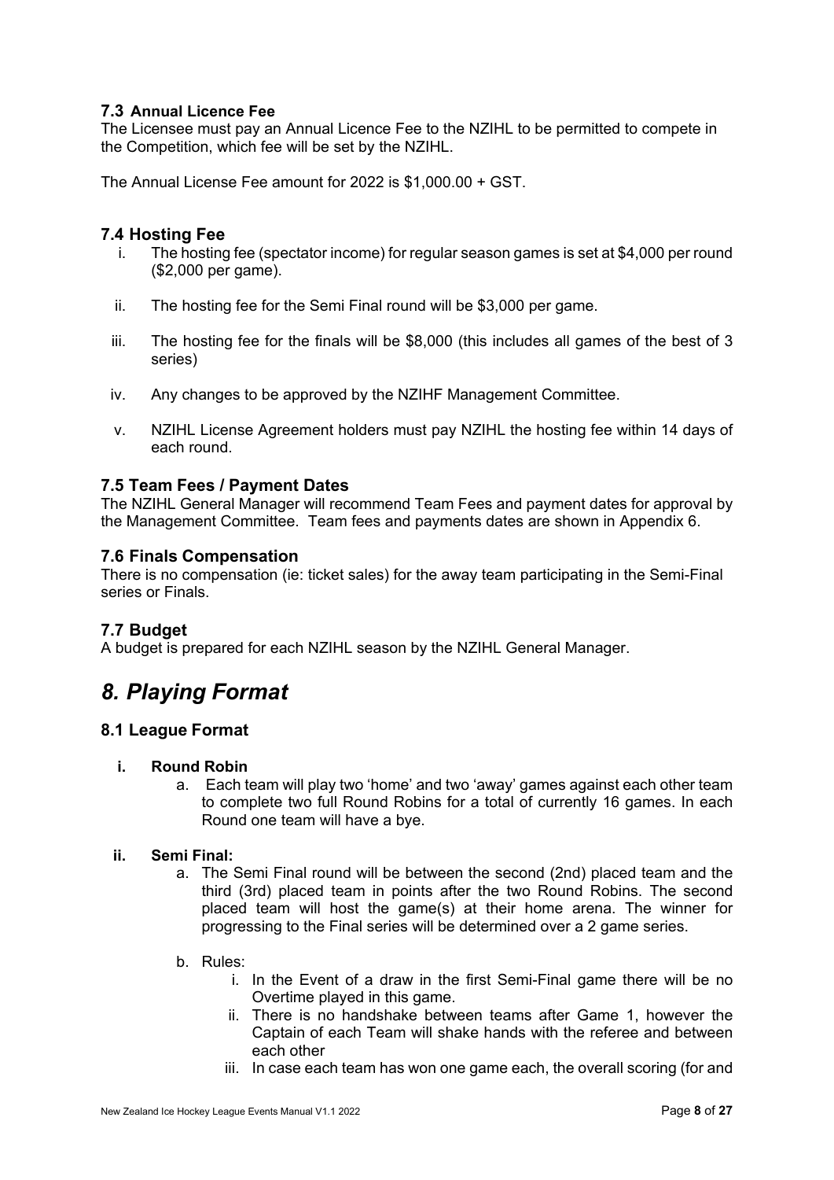### 7.3 Annual Licence Fee

The Licensee must pay an Annual Licence Fee to the NZIHL to be permitted to compete in the Competition, which fee will be set by the NZIHL.

The Annual License Fee amount for 2022 is $1,000.00 + GST.

### 7.4 Hosting Fee

i. The hosting fee (spectator income) for regular season games is set at $4,000 per round ($2,000 per game).

ii. The hosting fee for the Semi Final round will be $3,000 per game.

iii. The hosting fee for the finals will be $8,000 (this includes all games of the best of 3 series)

iv. Any changes to be approved by the NZIHF Management Committee.

v. NZIHL License Agreement holders must pay NZIHL the hosting fee within 14 days of each round.

### 7.5 Team Fees / Payment Dates

The NZIHL General Manager will recommend Team Fees and payment dates for approval by the Management Committee. Team fees and payments dates are shown in Appendix 6.

### 7.6 Finals Compensation

There is no compensation (ie: ticket sales) for the away team participating in the Semi-Final series or Finals.

### 7.7 Budget

A budget is prepared for each NZIHL season by the NZIHL General Manager.

## *8. Playing Format*

### 8.1 League Format

**i. Round Robin**

a. Each team will play two 'home' and two 'away' games against each other team to complete two full Round Robins for a total of currently 16 games. In each Round one team will have a bye.

**ii. Semi Final:**

a. The Semi Final round will be between the second (2nd) placed team and the third (3rd) placed team in points after the two Round Robins. The second placed team will host the game(s) at their home arena. The winner for progressing to the Final series will be determined over a 2 game series.

b. Rules:

i. In the Event of a draw in the first Semi-Final game there will be no Overtime played in this game.

ii. There is no handshake between teams after Game 1, however the Captain of each Team will shake hands with the referee and between each other

iii. In case each team has won one game each, the overall scoring (for and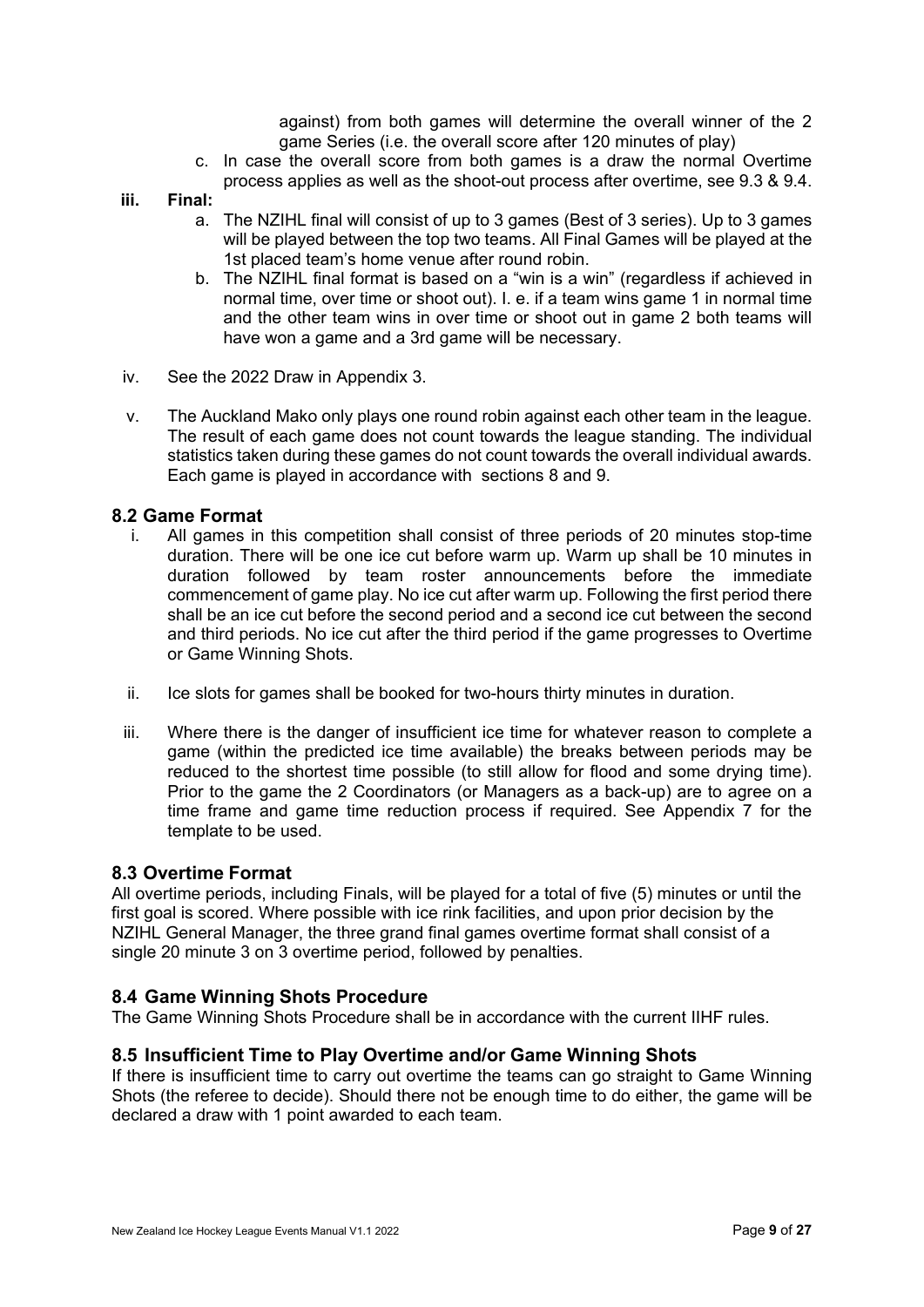against) from both games will determine the overall winner of the 2 game Series (i.e. the overall score after 120 minutes of play)

c. In case the overall score from both games is a draw the normal Overtime process applies as well as the shoot-out process after overtime, see 9.3 & 9.4.

**iii. Final:**

a. The NZIHL final will consist of up to 3 games (Best of 3 series). Up to 3 games will be played between the top two teams. All Final Games will be played at the 1st placed team's home venue after round robin.

b. The NZIHL final format is based on a "win is a win" (regardless if achieved in normal time, over time or shoot out). I. e. if a team wins game 1 in normal time and the other team wins in over time or shoot out in game 2 both teams will have won a game and a 3rd game will be necessary.

iv. See the 2022 Draw in Appendix 3.

v. The Auckland Mako only plays one round robin against each other team in the league. The result of each game does not count towards the league standing. The individual statistics taken during these games do not count towards the overall individual awards. Each game is played in accordance with sections 8 and 9.

## 8.2 Game Format

i. All games in this competition shall consist of three periods of 20 minutes stop-time duration. There will be one ice cut before warm up. Warm up shall be 10 minutes in duration followed by team roster announcements before the immediate commencement of game play. No ice cut after warm up. Following the first period there shall be an ice cut before the second period and a second ice cut between the second and third periods. No ice cut after the third period if the game progresses to Overtime or Game Winning Shots.

ii. Ice slots for games shall be booked for two-hours thirty minutes in duration.

iii. Where there is the danger of insufficient ice time for whatever reason to complete a game (within the predicted ice time available) the breaks between periods may be reduced to the shortest time possible (to still allow for flood and some drying time). Prior to the game the 2 Coordinators (or Managers as a back-up) are to agree on a time frame and game time reduction process if required. See Appendix 7 for the template to be used.

## 8.3 Overtime Format

All overtime periods, including Finals, will be played for a total of five (5) minutes or until the first goal is scored. Where possible with ice rink facilities, and upon prior decision by the NZIHL General Manager, the three grand final games overtime format shall consist of a single 20 minute 3 on 3 overtime period, followed by penalties.

## 8.4 Game Winning Shots Procedure

The Game Winning Shots Procedure shall be in accordance with the current IIHF rules.

## 8.5 Insufficient Time to Play Overtime and/or Game Winning Shots

If there is insufficient time to carry out overtime the teams can go straight to Game Winning Shots (the referee to decide). Should there not be enough time to do either, the game will be declared a draw with 1 point awarded to each team.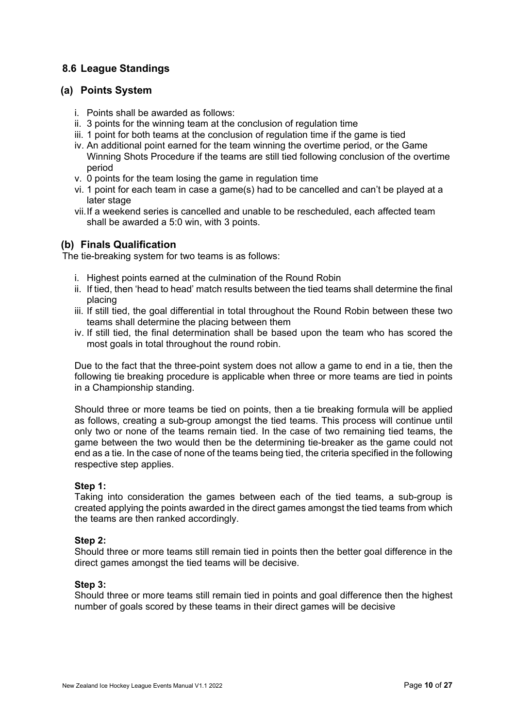## 8.6 League Standings

### (a) Points System

i. Points shall be awarded as follows:
ii. 3 points for the winning team at the conclusion of regulation time
iii. 1 point for both teams at the conclusion of regulation time if the game is tied
iv. An additional point earned for the team winning the overtime period, or the Game Winning Shots Procedure if the teams are still tied following conclusion of the overtime period
v. 0 points for the team losing the game in regulation time
vi. 1 point for each team in case a game(s) had to be cancelled and can't be played at a later stage
vii. If a weekend series is cancelled and unable to be rescheduled, each affected team shall be awarded a 5:0 win, with 3 points.

### (b) Finals Qualification

The tie-breaking system for two teams is as follows:

i. Highest points earned at the culmination of the Round Robin
ii. If tied, then 'head to head' match results between the tied teams shall determine the final placing
iii. If still tied, the goal differential in total throughout the Round Robin between these two teams shall determine the placing between them
iv. If still tied, the final determination shall be based upon the team who has scored the most goals in total throughout the round robin.

Due to the fact that the three-point system does not allow a game to end in a tie, then the following tie breaking procedure is applicable when three or more teams are tied in points in a Championship standing.

Should three or more teams be tied on points, then a tie breaking formula will be applied as follows, creating a sub-group amongst the tied teams. This process will continue until only two or none of the teams remain tied. In the case of two remaining tied teams, the game between the two would then be the determining tie-breaker as the game could not end as a tie. In the case of none of the teams being tied, the criteria specified in the following respective step applies.

**Step 1:**
Taking into consideration the games between each of the tied teams, a sub-group is created applying the points awarded in the direct games amongst the tied teams from which the teams are then ranked accordingly.

**Step 2:**
Should three or more teams still remain tied in points then the better goal difference in the direct games amongst the tied teams will be decisive.

**Step 3:**
Should three or more teams still remain tied in points and goal difference then the highest number of goals scored by these teams in their direct games will be decisive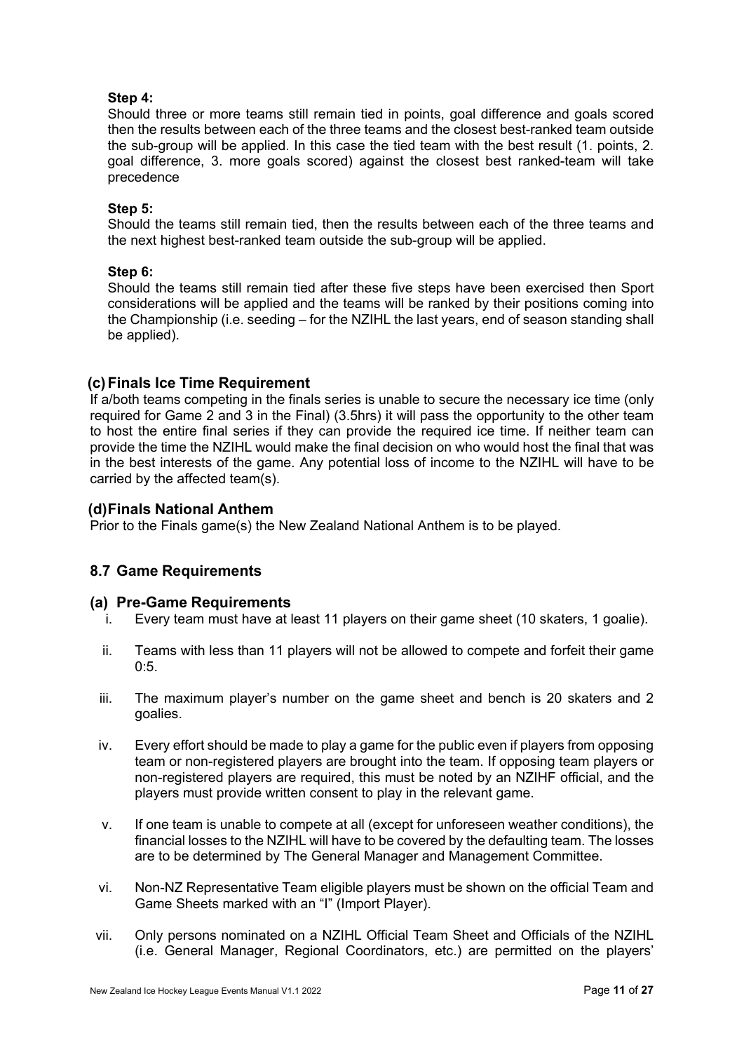**Step 4:**

Should three or more teams still remain tied in points, goal difference and goals scored then the results between each of the three teams and the closest best-ranked team outside the sub-group will be applied. In this case the tied team with the best result (1. points, 2. goal difference, 3. more goals scored) against the closest best ranked-team will take precedence

**Step 5:**

Should the teams still remain tied, then the results between each of the three teams and the next highest best-ranked team outside the sub-group will be applied.

**Step 6:**

Should the teams still remain tied after these five steps have been exercised then Sport considerations will be applied and the teams will be ranked by their positions coming into the Championship (i.e. seeding – for the NZIHL the last years, end of season standing shall be applied).

### (c) Finals Ice Time Requirement

If a/both teams competing in the finals series is unable to secure the necessary ice time (only required for Game 2 and 3 in the Final) (3.5hrs) it will pass the opportunity to the other team to host the entire final series if they can provide the required ice time. If neither team can provide the time the NZIHL would make the final decision on who would host the final that was in the best interests of the game. Any potential loss of income to the NZIHL will have to be carried by the affected team(s).

### (d) Finals National Anthem

Prior to the Finals game(s) the New Zealand National Anthem is to be played.

## 8.7 Game Requirements

### (a) Pre-Game Requirements

i. Every team must have at least 11 players on their game sheet (10 skaters, 1 goalie).

ii. Teams with less than 11 players will not be allowed to compete and forfeit their game 0:5.

iii. The maximum player's number on the game sheet and bench is 20 skaters and 2 goalies.

iv. Every effort should be made to play a game for the public even if players from opposing team or non-registered players are brought into the team. If opposing team players or non-registered players are required, this must be noted by an NZIHF official, and the players must provide written consent to play in the relevant game.

v. If one team is unable to compete at all (except for unforeseen weather conditions), the financial losses to the NZIHL will have to be covered by the defaulting team. The losses are to be determined by The General Manager and Management Committee.

vi. Non-NZ Representative Team eligible players must be shown on the official Team and Game Sheets marked with an "I" (Import Player).

vii. Only persons nominated on a NZIHL Official Team Sheet and Officials of the NZIHL (i.e. General Manager, Regional Coordinators, etc.) are permitted on the players'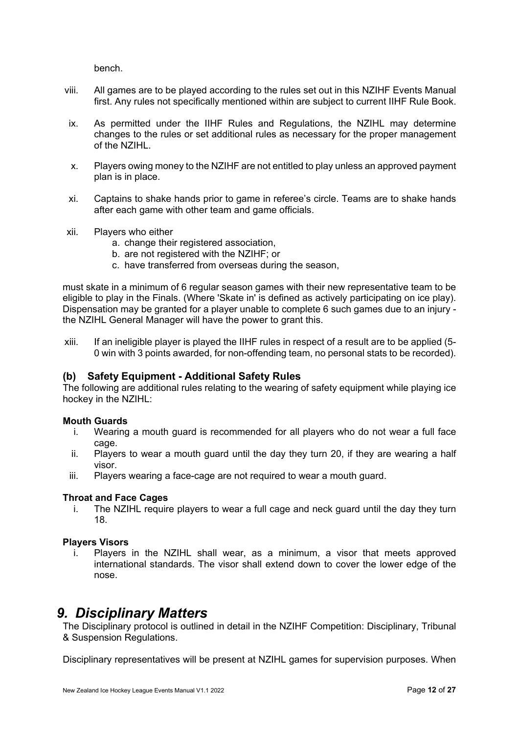bench.

viii. All games are to be played according to the rules set out in this NZIHF Events Manual first. Any rules not specifically mentioned within are subject to current IIHF Rule Book.

ix. As permitted under the IIHF Rules and Regulations, the NZIHL may determine changes to the rules or set additional rules as necessary for the proper management of the NZIHL.

x. Players owing money to the NZIHF are not entitled to play unless an approved payment plan is in place.

xi. Captains to shake hands prior to game in referee's circle. Teams are to shake hands after each game with other team and game officials.

xii. Players who either
   a. change their registered association,
   b. are not registered with the NZIHF; or
   c. have transferred from overseas during the season,

must skate in a minimum of 6 regular season games with their new representative team to be eligible to play in the Finals. (Where 'Skate in' is defined as actively participating on ice play). Dispensation may be granted for a player unable to complete 6 such games due to an injury - the NZIHL General Manager will have the power to grant this.

xiii. If an ineligible player is played the IIHF rules in respect of a result are to be applied (5-0 win with 3 points awarded, for non-offending team, no personal stats to be recorded).

### (b) Safety Equipment - Additional Safety Rules

The following are additional rules relating to the wearing of safety equipment while playing ice hockey in the NZIHL:

**Mouth Guards**

i. Wearing a mouth guard is recommended for all players who do not wear a full face cage.
ii. Players to wear a mouth guard until the day they turn 20, if they are wearing a half visor.
iii. Players wearing a face-cage are not required to wear a mouth guard.

**Throat and Face Cages**

i. The NZIHL require players to wear a full cage and neck guard until the day they turn 18.

**Players Visors**

i. Players in the NZIHL shall wear, as a minimum, a visor that meets approved international standards. The visor shall extend down to cover the lower edge of the nose.

## *9. Disciplinary Matters*

The Disciplinary protocol is outlined in detail in the NZIHF Competition: Disciplinary, Tribunal & Suspension Regulations.

Disciplinary representatives will be present at NZIHL games for supervision purposes. When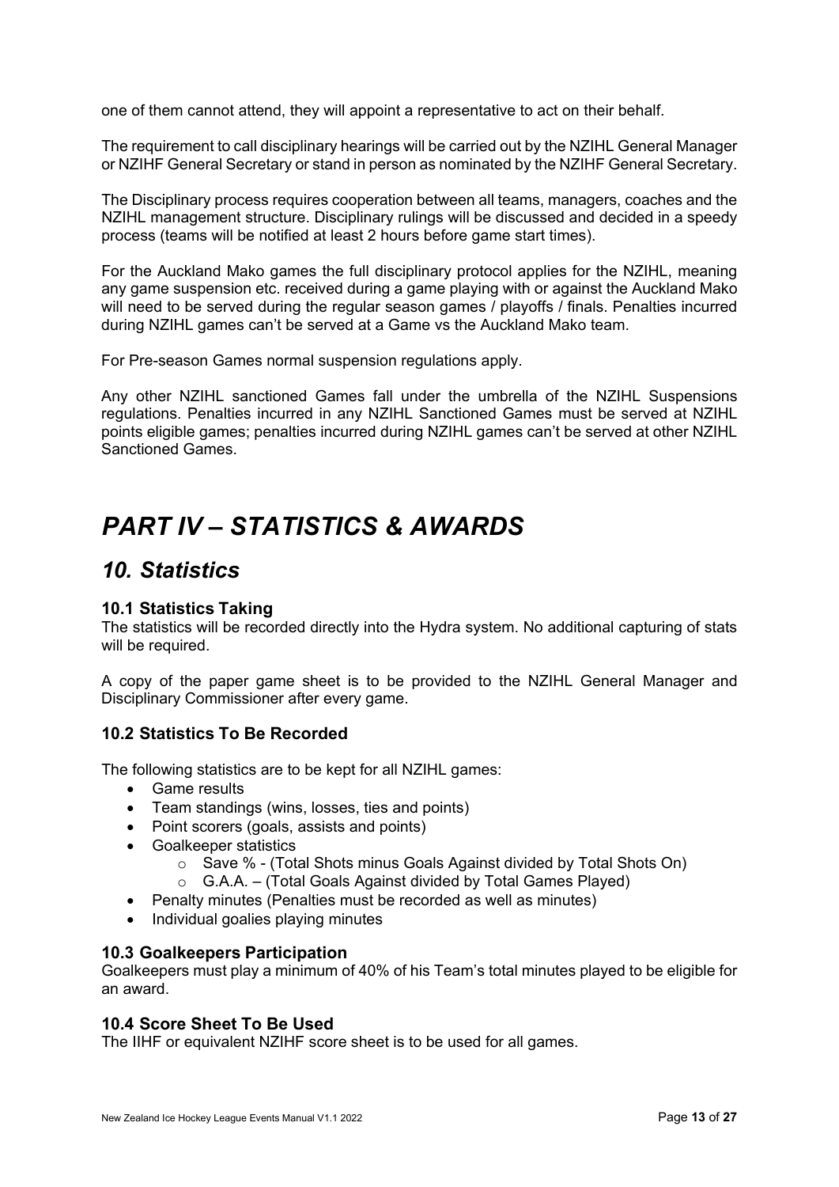one of them cannot attend, they will appoint a representative to act on their behalf.

The requirement to call disciplinary hearings will be carried out by the NZIHL General Manager or NZIHF General Secretary or stand in person as nominated by the NZIHF General Secretary.

The Disciplinary process requires cooperation between all teams, managers, coaches and the NZIHL management structure. Disciplinary rulings will be discussed and decided in a speedy process (teams will be notified at least 2 hours before game start times).

For the Auckland Mako games the full disciplinary protocol applies for the NZIHL, meaning any game suspension etc. received during a game playing with or against the Auckland Mako will need to be served during the regular season games / playoffs / finals. Penalties incurred during NZIHL games can't be served at a Game vs the Auckland Mako team.

For Pre-season Games normal suspension regulations apply.

Any other NZIHL sanctioned Games fall under the umbrella of the NZIHL Suspensions regulations. Penalties incurred in any NZIHL Sanctioned Games must be served at NZIHL points eligible games; penalties incurred during NZIHL games can't be served at other NZIHL Sanctioned Games.

# *PART IV – STATISTICS & AWARDS*

## *10. Statistics*

### 10.1 Statistics Taking

The statistics will be recorded directly into the Hydra system. No additional capturing of stats will be required.

A copy of the paper game sheet is to be provided to the NZIHL General Manager and Disciplinary Commissioner after every game.

### 10.2 Statistics To Be Recorded

The following statistics are to be kept for all NZIHL games:

- Game results
- Team standings (wins, losses, ties and points)
- Point scorers (goals, assists and points)
- Goalkeeper statistics
  - Save % - (Total Shots minus Goals Against divided by Total Shots On)
  - G.A.A. – (Total Goals Against divided by Total Games Played)
- Penalty minutes (Penalties must be recorded as well as minutes)
- Individual goalies playing minutes

### 10.3 Goalkeepers Participation

Goalkeepers must play a minimum of 40% of his Team's total minutes played to be eligible for an award.

### 10.4 Score Sheet To Be Used

The IIHF or equivalent NZIHF score sheet is to be used for all games.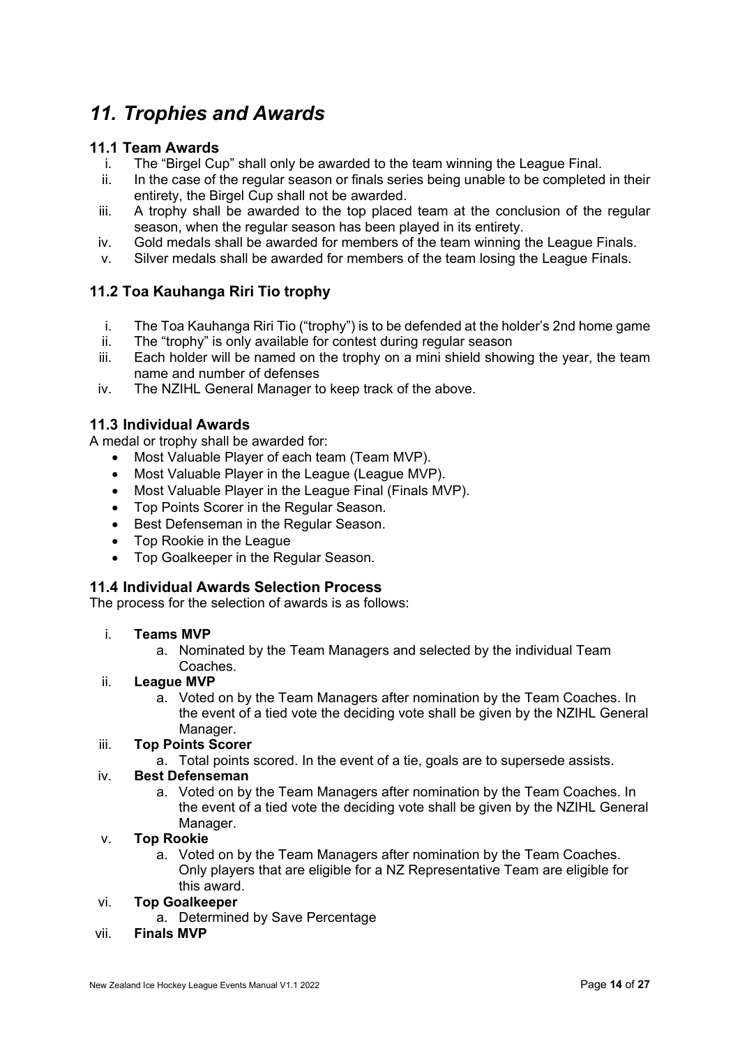# *11. Trophies and Awards*

## 11.1 Team Awards

i. The "Birgel Cup" shall only be awarded to the team winning the League Final.
ii. In the case of the regular season or finals series being unable to be completed in their entirety, the Birgel Cup shall not be awarded.
iii. A trophy shall be awarded to the top placed team at the conclusion of the regular season, when the regular season has been played in its entirety.
iv. Gold medals shall be awarded for members of the team winning the League Finals.
v. Silver medals shall be awarded for members of the team losing the League Finals.

## 11.2 Toa Kauhanga Riri Tio trophy

i. The Toa Kauhanga Riri Tio ("trophy") is to be defended at the holder's 2nd home game
ii. The "trophy" is only available for contest during regular season
iii. Each holder will be named on the trophy on a mini shield showing the year, the team name and number of defenses
iv. The NZIHL General Manager to keep track of the above.

## 11.3 Individual Awards

A medal or trophy shall be awarded for:

- Most Valuable Player of each team (Team MVP).
- Most Valuable Player in the League (League MVP).
- Most Valuable Player in the League Final (Finals MVP).
- Top Points Scorer in the Regular Season.
- Best Defenseman in the Regular Season.
- Top Rookie in the League
- Top Goalkeeper in the Regular Season.

## 11.4 Individual Awards Selection Process

The process for the selection of awards is as follows:

i. **Teams MVP**
   a. Nominated by the Team Managers and selected by the individual Team Coaches.
ii. **League MVP**
   a. Voted on by the Team Managers after nomination by the Team Coaches. In the event of a tied vote the deciding vote shall be given by the NZIHL General Manager.
iii. **Top Points Scorer**
   a. Total points scored. In the event of a tie, goals are to supersede assists.
iv. **Best Defenseman**
   a. Voted on by the Team Managers after nomination by the Team Coaches. In the event of a tied vote the deciding vote shall be given by the NZIHL General Manager.
v. **Top Rookie**
   a. Voted on by the Team Managers after nomination by the Team Coaches. Only players that are eligible for a NZ Representative Team are eligible for this award.
vi. **Top Goalkeeper**
   a. Determined by Save Percentage
vii. **Finals MVP**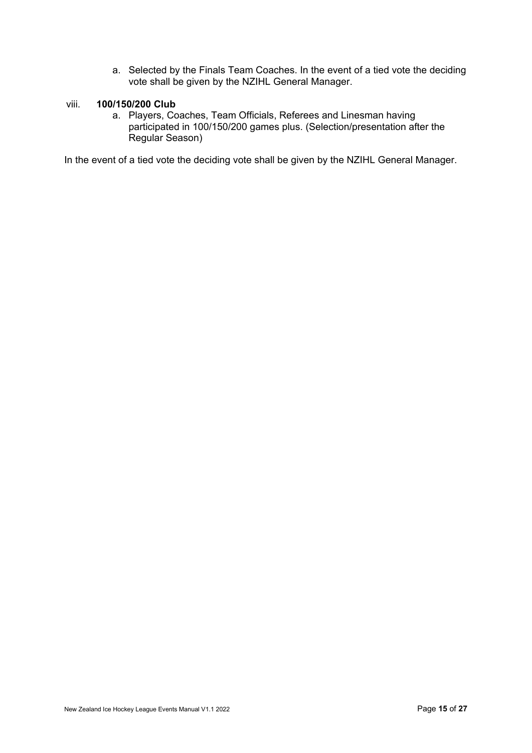a. Selected by the Finals Team Coaches. In the event of a tied vote the deciding vote shall be given by the NZIHL General Manager.

viii. **100/150/200 Club**

   a. Players, Coaches, Team Officials, Referees and Linesman having participated in 100/150/200 games plus. (Selection/presentation after the Regular Season)

In the event of a tied vote the deciding vote shall be given by the NZIHL General Manager.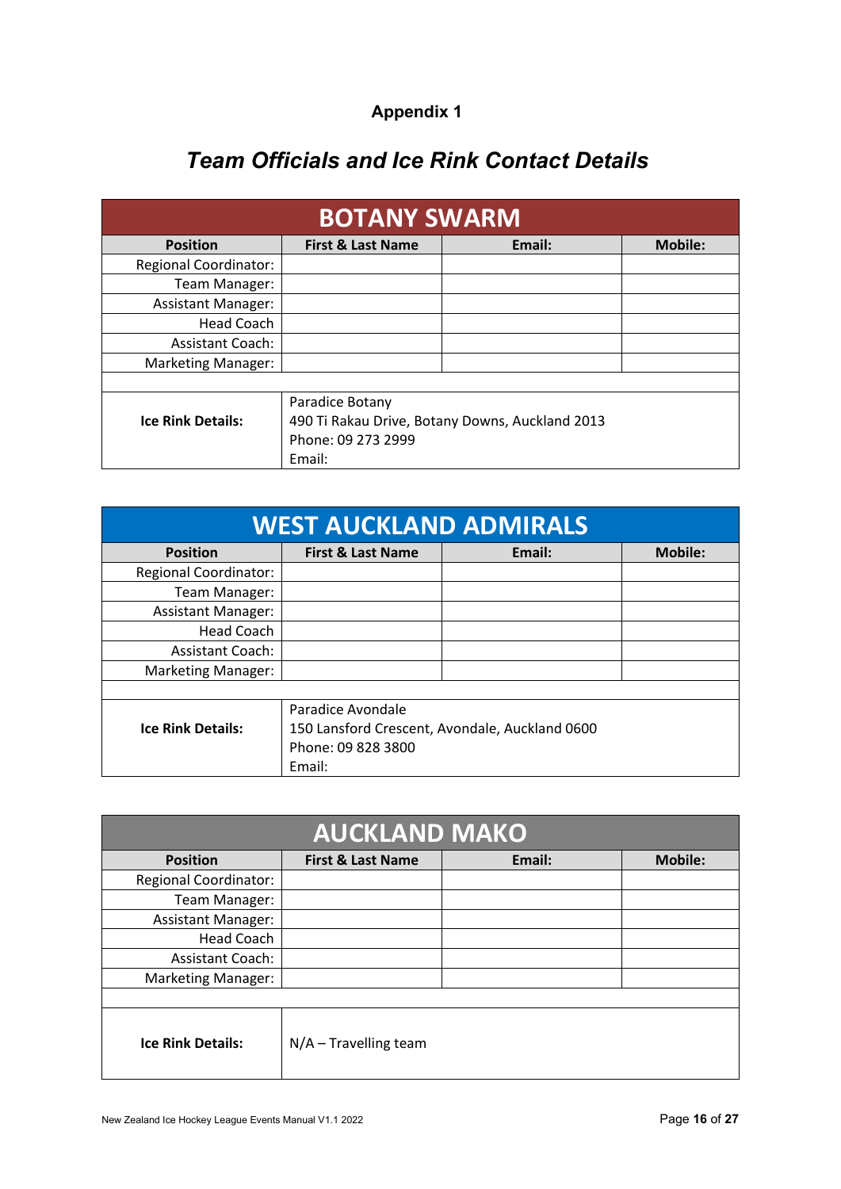## Appendix 1

# *Team Officials and Ice Rink Contact Details*

| BOTANY SWARM | | | |
|---|---|---|---|
| **Position** | **First & Last Name** | **Email:** | **Mobile:** |
| Regional Coordinator: | | | |
| Team Manager: | | | |
| Assistant Manager: | | | |
| Head Coach | | | |
| Assistant Coach: | | | |
| Marketing Manager: | | | |
| | | | |
| **Ice Rink Details:** | Paradice Botany<br>490 Ti Rakau Drive, Botany Downs, Auckland 2013<br>Phone: 09 273 2999<br>Email: | | |

| WEST AUCKLAND ADMIRALS | | | |
|---|---|---|---|
| **Position** | **First & Last Name** | **Email:** | **Mobile:** |
| Regional Coordinator: | | | |
| Team Manager: | | | |
| Assistant Manager: | | | |
| Head Coach | | | |
| Assistant Coach: | | | |
| Marketing Manager: | | | |
| | | | |
| **Ice Rink Details:** | Paradice Avondale<br>150 Lansford Crescent, Avondale, Auckland 0600<br>Phone: 09 828 3800<br>Email: | | |

| AUCKLAND MAKO | | | |
|---|---|---|---|
| **Position** | **First & Last Name** | **Email:** | **Mobile:** |
| Regional Coordinator: | | | |
| Team Manager: | | | |
| Assistant Manager: | | | |
| Head Coach | | | |
| Assistant Coach: | | | |
| Marketing Manager: | | | |
| | | | |
| **Ice Rink Details:** | N/A – Travelling team | | |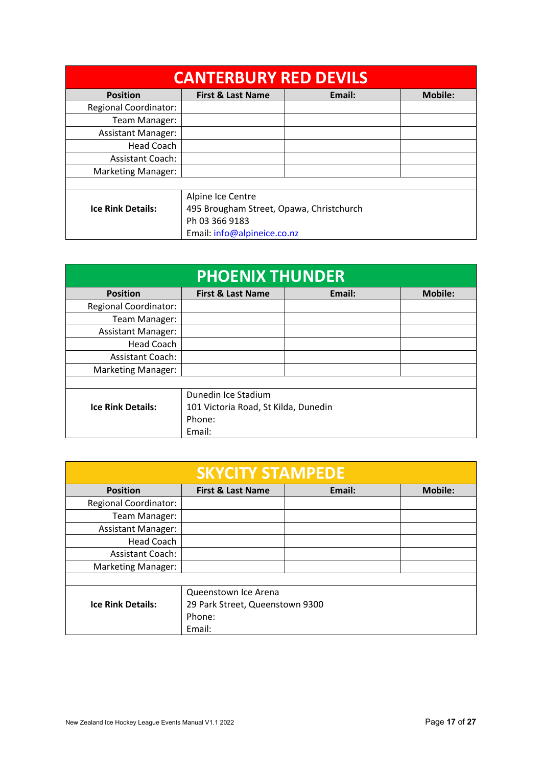## CANTERBURY RED DEVILS

| Position | First & Last Name | Email: | Mobile: |
|---|---|---|---|
| Regional Coordinator: | | | |
| Team Manager: | | | |
| Assistant Manager: | | | |
| Head Coach | | | |
| Assistant Coach: | | | |
| Marketing Manager: | | | |
| | | | |
| **Ice Rink Details:** | Alpine Ice Centre<br>495 Brougham Street, Opawa, Christchurch<br>Ph 03 366 9183<br>Email: info@alpineice.co.nz | | |

## PHOENIX THUNDER

| Position | First & Last Name | Email: | Mobile: |
|---|---|---|---|
| Regional Coordinator: | | | |
| Team Manager: | | | |
| Assistant Manager: | | | |
| Head Coach | | | |
| Assistant Coach: | | | |
| Marketing Manager: | | | |
| | | | |
| **Ice Rink Details:** | Dunedin Ice Stadium<br>101 Victoria Road, St Kilda, Dunedin<br>Phone:<br>Email: | | |

## SKYCITY STAMPEDE

| Position | First & Last Name | Email: | Mobile: |
|---|---|---|---|
| Regional Coordinator: | | | |
| Team Manager: | | | |
| Assistant Manager: | | | |
| Head Coach | | | |
| Assistant Coach: | | | |
| Marketing Manager: | | | |
| | | | |
| **Ice Rink Details:** | Queenstown Ice Arena<br>29 Park Street, Queenstown 9300<br>Phone:<br>Email: | | |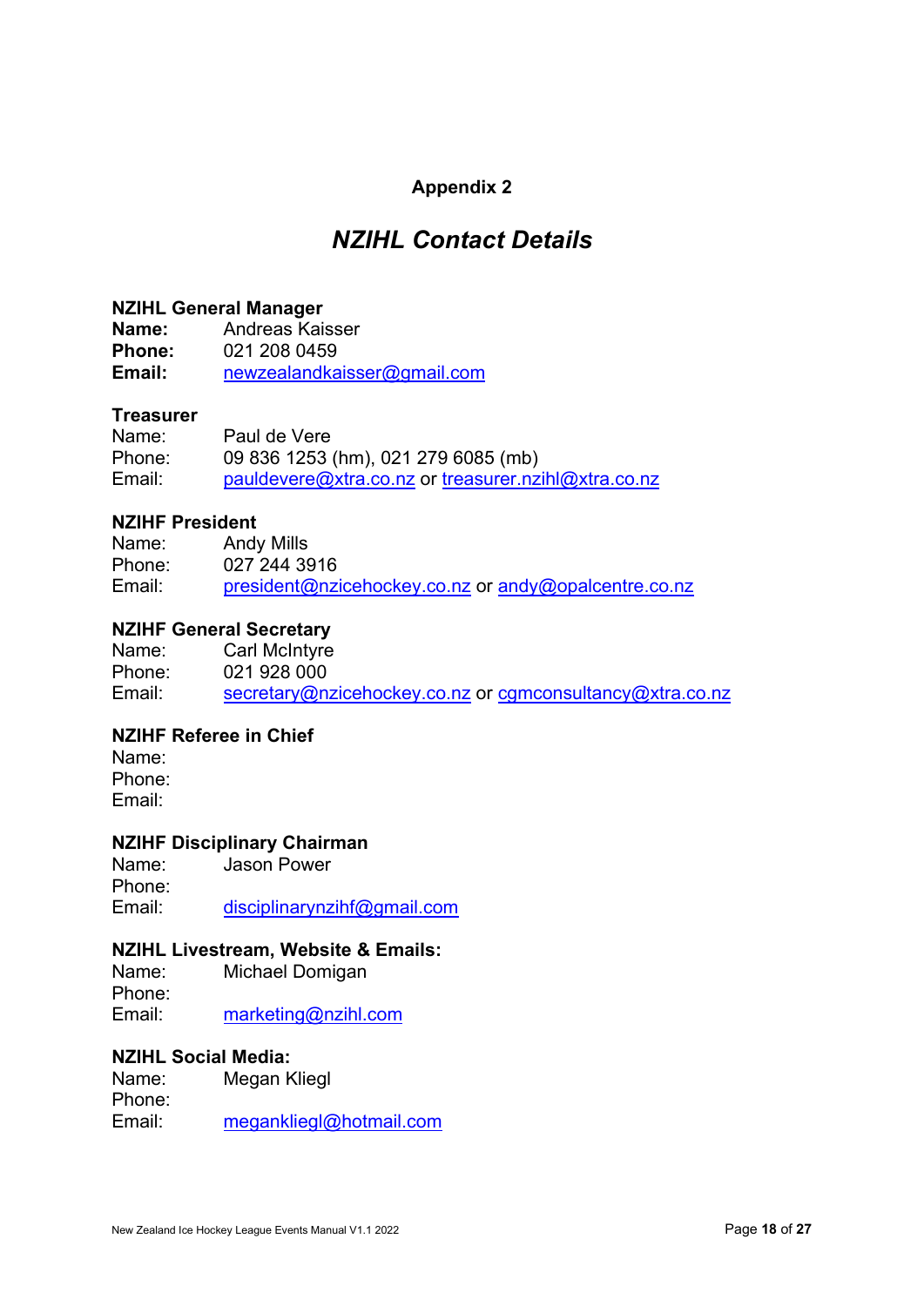**Appendix 2**

# *NZIHL Contact Details*

**NZIHL General Manager**
**Name:** Andreas Kaisser
**Phone:** 021 208 0459
**Email:** newzealandkaisser@gmail.com

**Treasurer**
Name: Paul de Vere
Phone: 09 836 1253 (hm), 021 279 6085 (mb)
Email: pauldevere@xtra.co.nz or treasurer.nzihl@xtra.co.nz

**NZIHF President**
Name: Andy Mills
Phone: 027 244 3916
Email: president@nzicehockey.co.nz or andy@opalcentre.co.nz

**NZIHF General Secretary**
Name: Carl McIntyre
Phone: 021 928 000
Email: secretary@nzicehockey.co.nz or cgmconsultancy@xtra.co.nz

**NZIHF Referee in Chief**
Name:
Phone:
Email:

**NZIHF Disciplinary Chairman**
Name: Jason Power
Phone:
Email: disciplinarynzihf@gmail.com

**NZIHL Livestream, Website & Emails:**
Name: Michael Domigan
Phone:
Email: marketing@nzihl.com

**NZIHL Social Media:**
Name: Megan Kliegl
Phone:
Email: megankliegl@hotmail.com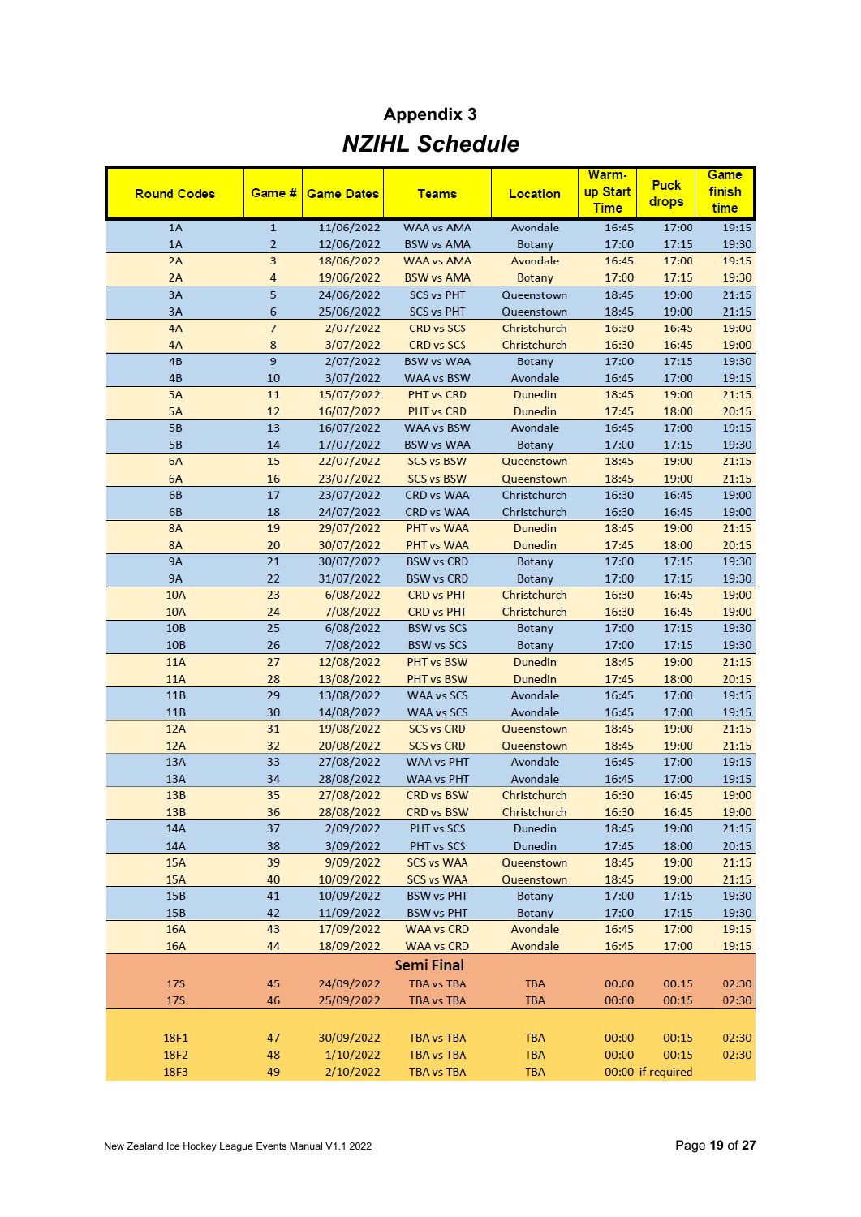# Appendix 3

## *NZIHL Schedule*

| Round Codes | Game # | Game Dates | Teams | Location | Warm-up Start Time | Puck drops | Game finish time |
|---|---|---|---|---|---|---|---|
| 1A | 1 | 11/06/2022 | WAA vs AMA | Avondale | 16:45 | 17:00 | 19:15 |
| 1A | 2 | 12/06/2022 | BSW vs AMA | Botany | 17:00 | 17:15 | 19:30 |
| 2A | 3 | 18/06/2022 | WAA vs AMA | Avondale | 16:45 | 17:00 | 19:15 |
| 2A | 4 | 19/06/2022 | BSW vs AMA | Botany | 17:00 | 17:15 | 19:30 |
| 3A | 5 | 24/06/2022 | SCS vs PHT | Queenstown | 18:45 | 19:00 | 21:15 |
| 3A | 6 | 25/06/2022 | SCS vs PHT | Queenstown | 18:45 | 19:00 | 21:15 |
| 4A | 7 | 2/07/2022 | CRD vs SCS | Christchurch | 16:30 | 16:45 | 19:00 |
| 4A | 8 | 3/07/2022 | CRD vs SCS | Christchurch | 16:30 | 16:45 | 19:00 |
| 4B | 9 | 2/07/2022 | BSW vs WAA | Botany | 17:00 | 17:15 | 19:30 |
| 4B | 10 | 3/07/2022 | WAA vs BSW | Avondale | 16:45 | 17:00 | 19:15 |
| 5A | 11 | 15/07/2022 | PHT vs CRD | Dunedin | 18:45 | 19:00 | 21:15 |
| 5A | 12 | 16/07/2022 | PHT vs CRD | Dunedin | 17:45 | 18:00 | 20:15 |
| 5B | 13 | 16/07/2022 | WAA vs BSW | Avondale | 16:45 | 17:00 | 19:15 |
| 5B | 14 | 17/07/2022 | BSW vs WAA | Botany | 17:00 | 17:15 | 19:30 |
| 6A | 15 | 22/07/2022 | SCS vs BSW | Queenstown | 18:45 | 19:00 | 21:15 |
| 6A | 16 | 23/07/2022 | SCS vs BSW | Queenstown | 18:45 | 19:00 | 21:15 |
| 6B | 17 | 23/07/2022 | CRD vs WAA | Christchurch | 16:30 | 16:45 | 19:00 |
| 6B | 18 | 24/07/2022 | CRD vs WAA | Christchurch | 16:30 | 16:45 | 19:00 |
| 8A | 19 | 29/07/2022 | PHT vs WAA | Dunedin | 18:45 | 19:00 | 21:15 |
| 8A | 20 | 30/07/2022 | PHT vs WAA | Dunedin | 17:45 | 18:00 | 20:15 |
| 9A | 21 | 30/07/2022 | BSW vs CRD | Botany | 17:00 | 17:15 | 19:30 |
| 9A | 22 | 31/07/2022 | BSW vs CRD | Botany | 17:00 | 17:15 | 19:30 |
| 10A | 23 | 6/08/2022 | CRD vs PHT | Christchurch | 16:30 | 16:45 | 19:00 |
| 10A | 24 | 7/08/2022 | CRD vs PHT | Christchurch | 16:30 | 16:45 | 19:00 |
| 10B | 25 | 6/08/2022 | BSW vs SCS | Botany | 17:00 | 17:15 | 19:30 |
| 10B | 26 | 7/08/2022 | BSW vs SCS | Botany | 17:00 | 17:15 | 19:30 |
| 11A | 27 | 12/08/2022 | PHT vs BSW | Dunedin | 18:45 | 19:00 | 21:15 |
| 11A | 28 | 13/08/2022 | PHT vs BSW | Dunedin | 17:45 | 18:00 | 20:15 |
| 11B | 29 | 13/08/2022 | WAA vs SCS | Avondale | 16:45 | 17:00 | 19:15 |
| 11B | 30 | 14/08/2022 | WAA vs SCS | Avondale | 16:45 | 17:00 | 19:15 |
| 12A | 31 | 19/08/2022 | SCS vs CRD | Queenstown | 18:45 | 19:00 | 21:15 |
| 12A | 32 | 20/08/2022 | SCS vs CRD | Queenstown | 18:45 | 19:00 | 21:15 |
| 13A | 33 | 27/08/2022 | WAA vs PHT | Avondale | 16:45 | 17:00 | 19:15 |
| 13A | 34 | 28/08/2022 | WAA vs PHT | Avondale | 16:45 | 17:00 | 19:15 |
| 13B | 35 | 27/08/2022 | CRD vs BSW | Christchurch | 16:30 | 16:45 | 19:00 |
| 13B | 36 | 28/08/2022 | CRD vs BSW | Christchurch | 16:30 | 16:45 | 19:00 |
| 14A | 37 | 2/09/2022 | PHT vs SCS | Dunedin | 18:45 | 19:00 | 21:15 |
| 14A | 38 | 3/09/2022 | PHT vs SCS | Dunedin | 17:45 | 18:00 | 20:15 |
| 15A | 39 | 9/09/2022 | SCS vs WAA | Queenstown | 18:45 | 19:00 | 21:15 |
| 15A | 40 | 10/09/2022 | SCS vs WAA | Queenstown | 18:45 | 19:00 | 21:15 |
| 15B | 41 | 10/09/2022 | BSW vs PHT | Botany | 17:00 | 17:15 | 19:30 |
| 15B | 42 | 11/09/2022 | BSW vs PHT | Botany | 17:00 | 17:15 | 19:30 |
| 16A | 43 | 17/09/2022 | WAA vs CRD | Avondale | 16:45 | 17:00 | 19:15 |
| 16A | 44 | 18/09/2022 | WAA vs CRD | Avondale | 16:45 | 17:00 | 19:15 |
| | | | **Semi Final** | | | | |
| 17S | 45 | 24/09/2022 | TBA vs TBA | TBA | 00:00 | 00:15 | 02:30 |
| 17S | 46 | 25/09/2022 | TBA vs TBA | TBA | 00:00 | 00:15 | 02:30 |
| 18F1 | 47 | 30/09/2022 | TBA vs TBA | TBA | 00:00 | 00:15 | 02:30 |
| 18F2 | 48 | 1/10/2022 | TBA vs TBA | TBA | 00:00 | 00:15 | 02:30 |
| 18F3 | 49 | 2/10/2022 | TBA vs TBA | TBA | 00:00 | if required | |

New Zealand Ice Hockey League Events Manual V1.1 2022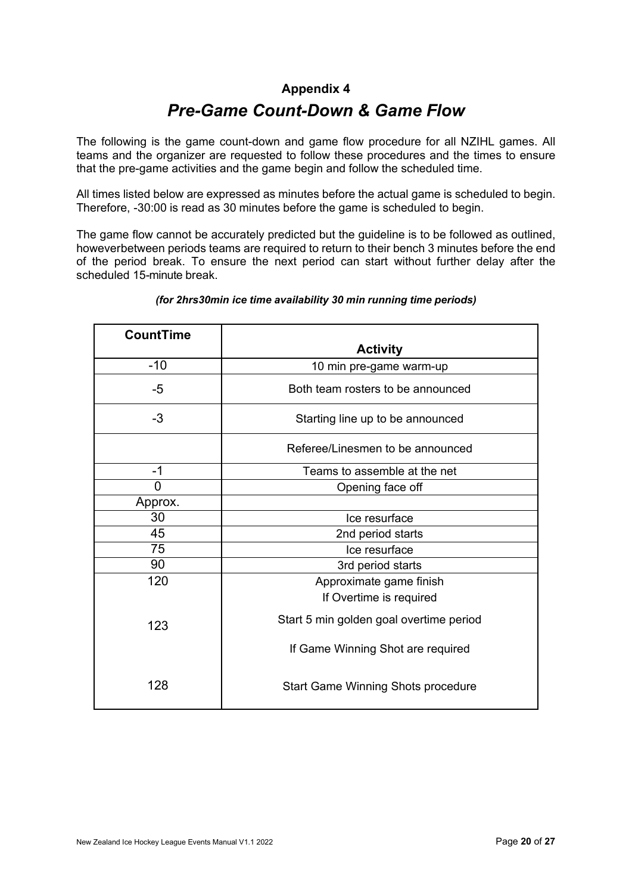## Appendix 4

# *Pre-Game Count-Down & Game Flow*

The following is the game count-down and game flow procedure for all NZIHL games. All teams and the organizer are requested to follow these procedures and the times to ensure that the pre-game activities and the game begin and follow the scheduled time.

All times listed below are expressed as minutes before the actual game is scheduled to begin. Therefore, -30:00 is read as 30 minutes before the game is scheduled to begin.

The game flow cannot be accurately predicted but the guideline is to be followed as outlined, howeverbetween periods teams are required to return to their bench 3 minutes before the end of the period break. To ensure the next period can start without further delay after the scheduled 15-minute break.

***(for 2hrs30min ice time availability 30 min running time periods)***

| CountTime | Activity |
|---|---|
| -10 | 10 min pre-game warm-up |
| -5 | Both team rosters to be announced |
| -3 | Starting line up to be announced |
| | Referee/Linesmen to be announced |
| -1 | Teams to assemble at the net |
| 0 | Opening face off |
| Approx. | |
| 30 | Ice resurface |
| 45 | 2nd period starts |
| 75 | Ice resurface |
| 90 | 3rd period starts |
| 120 | Approximate game finish<br>If Overtime is required |
| 123 | Start 5 min golden goal overtime period<br>If Game Winning Shot are required |
| 128 | Start Game Winning Shots procedure |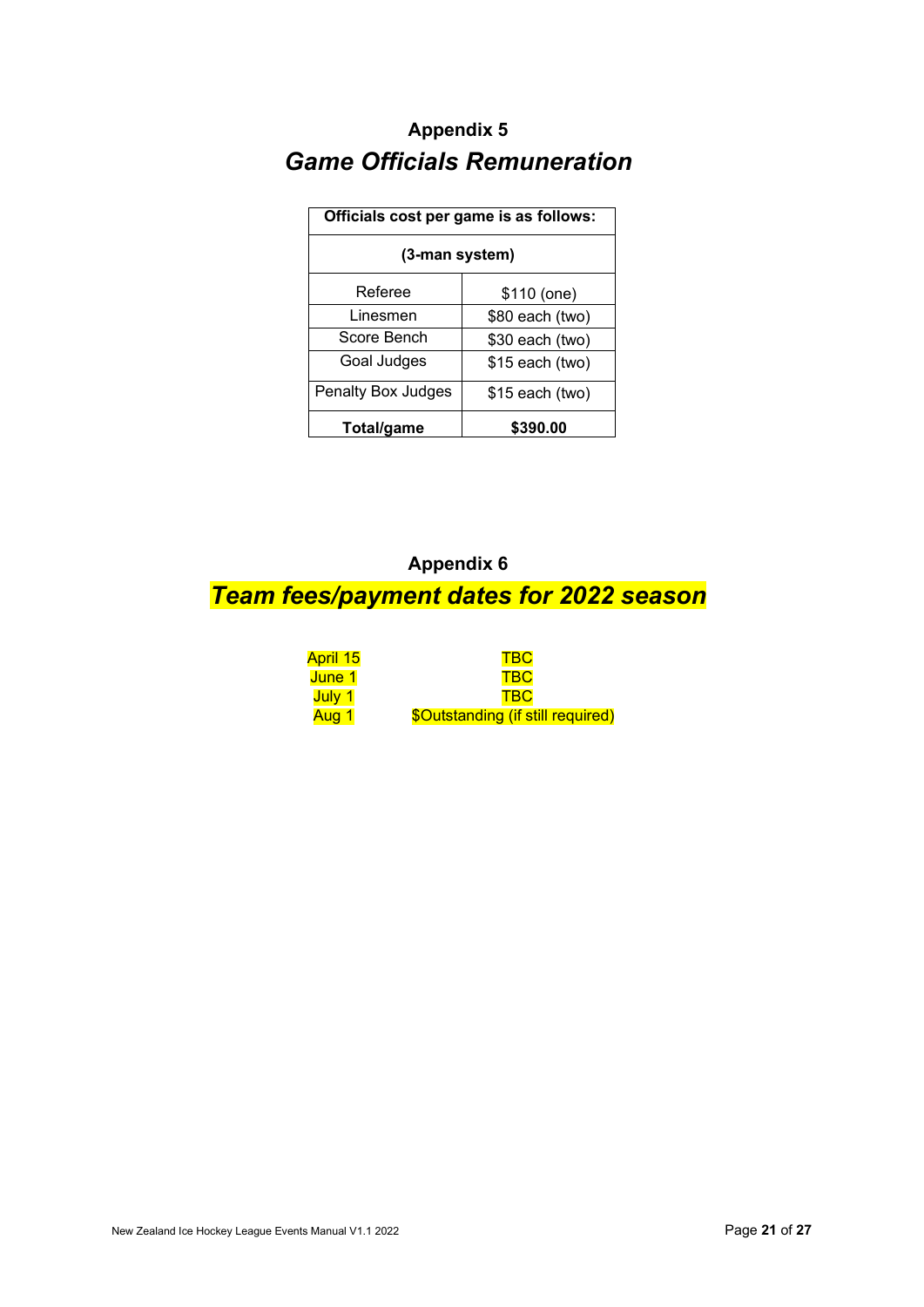## Appendix 5

# *Game Officials Remuneration*

| Officials cost per game is as follows: | |
|---|---|
| **(3-man system)** | |
| Referee | $110 (one) |
| Linesmen | $80 each (two) |
| Score Bench | $30 each (two) |
| Goal Judges | $15 each (two) |
| Penalty Box Judges | $15 each (two) |
| **Total/game** | **$390.00** |

## Appendix 6

# *Team fees/payment dates for 2022 season*

| | |
|---|---|
| April 15 | TBC |
| June 1 | TBC |
| July 1 | TBC |
| Aug 1 | $Outstanding (if still required) |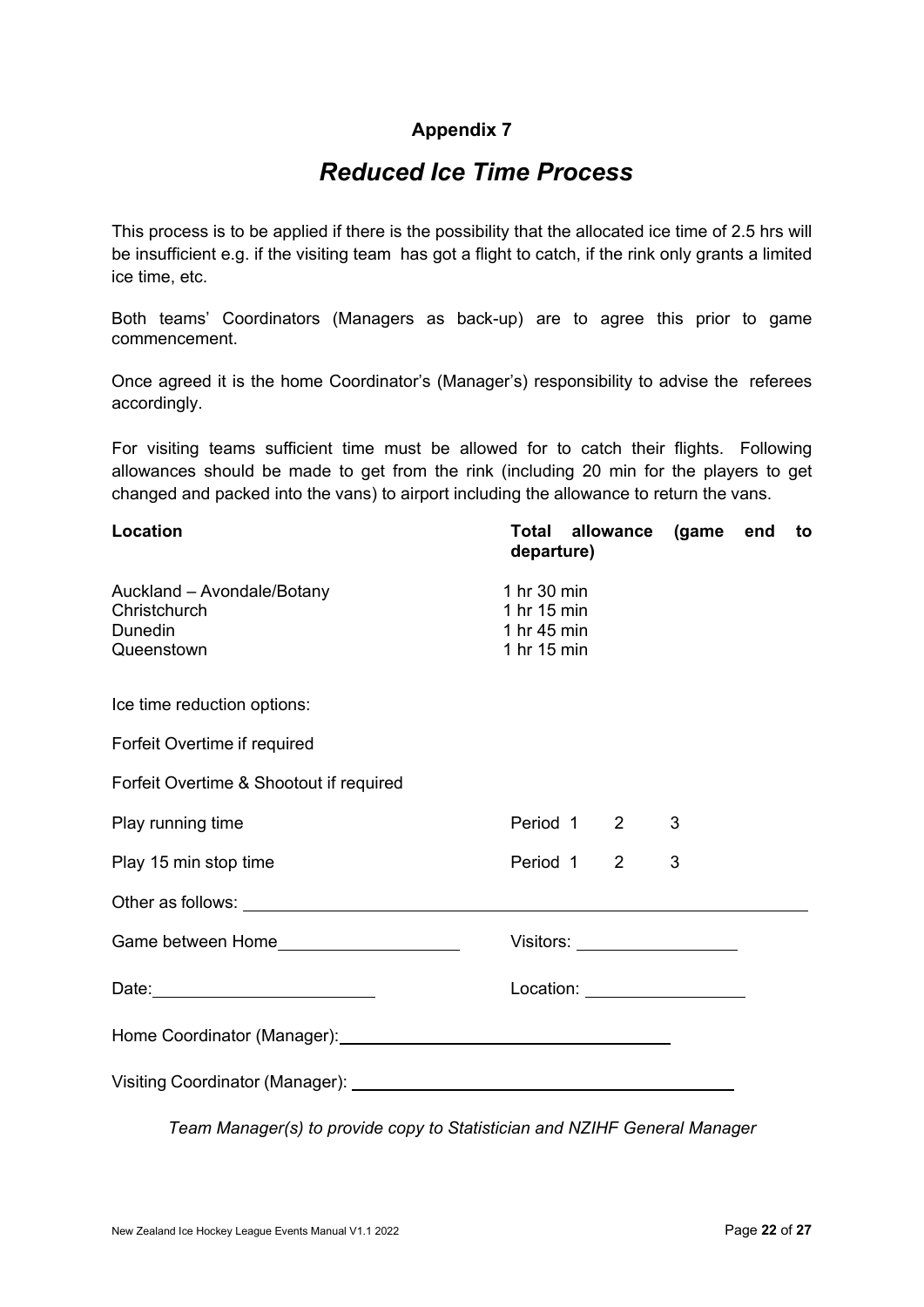## Appendix 7

# *Reduced Ice Time Process*

This process is to be applied if there is the possibility that the allocated ice time of 2.5 hrs will be insufficient e.g. if the visiting team has got a flight to catch, if the rink only grants a limited ice time, etc.

Both teams' Coordinators (Managers as back-up) are to agree this prior to game commencement.

Once agreed it is the home Coordinator's (Manager's) responsibility to advise the referees accordingly.

For visiting teams sufficient time must be allowed for to catch their flights. Following allowances should be made to get from the rink (including 20 min for the players to get changed and packed into the vans) to airport including the allowance to return the vans.

| **Location** | **Total allowance (game end to departure)** |
|---|---|
| Auckland – Avondale/Botany | 1 hr 30 min |
| Christchurch | 1 hr 15 min |
| Dunedin | 1 hr 45 min |
| Queenstown | 1 hr 15 min |

Ice time reduction options:

Forfeit Overtime if required

Forfeit Overtime & Shootout if required

Play running time &emsp; Period 1 &emsp; 2 &emsp; 3

Play 15 min stop time &emsp; Period 1 &emsp; 2 &emsp; 3

Other as follows: ____________________________________________

Game between Home____________________ &emsp; Visitors: __________________

Date:________________________ &emsp; Location: __________________

Home Coordinator (Manager):____________________________________

Visiting Coordinator (Manager): ____________________________________

*Team Manager(s) to provide copy to Statistician and NZIHF General Manager*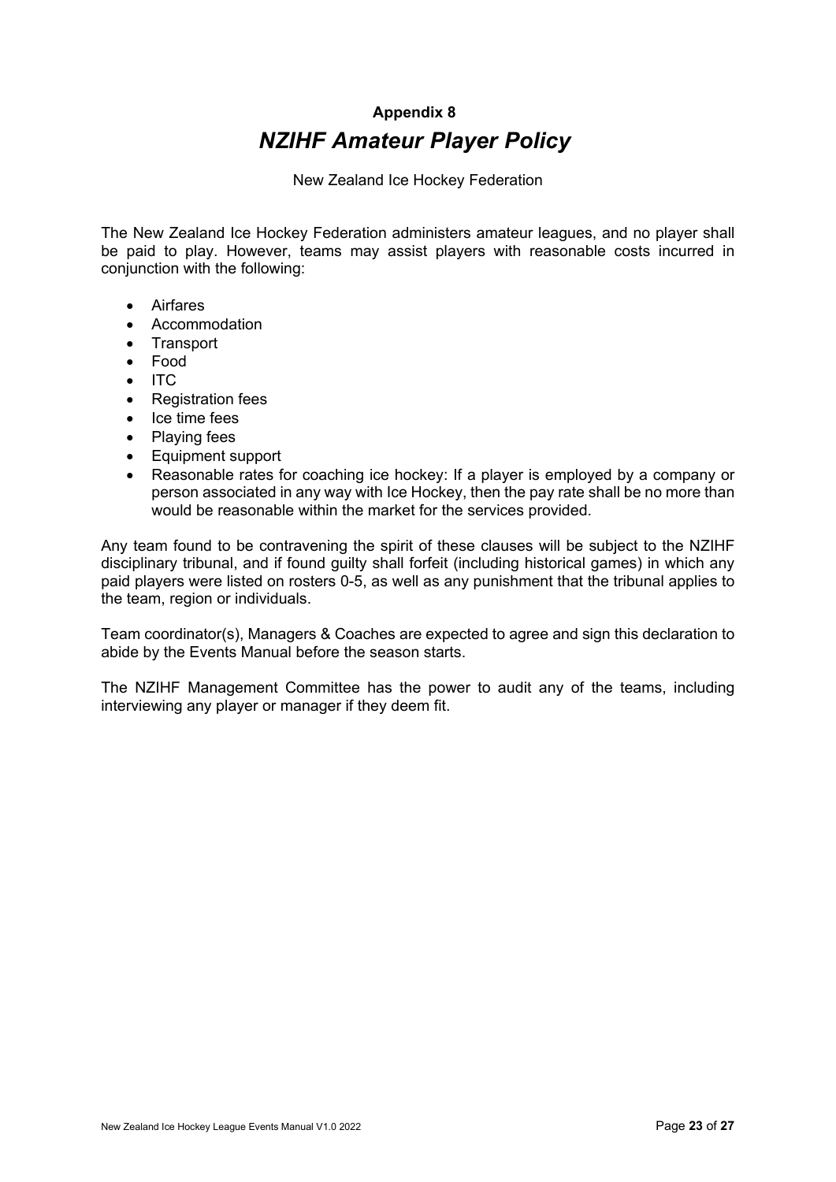## Appendix 8

# *NZIHF Amateur Player Policy*

New Zealand Ice Hockey Federation

The New Zealand Ice Hockey Federation administers amateur leagues, and no player shall be paid to play. However, teams may assist players with reasonable costs incurred in conjunction with the following:

- Airfares
- Accommodation
- Transport
- Food
- ITC
- Registration fees
- Ice time fees
- Playing fees
- Equipment support
- Reasonable rates for coaching ice hockey: If a player is employed by a company or person associated in any way with Ice Hockey, then the pay rate shall be no more than would be reasonable within the market for the services provided.

Any team found to be contravening the spirit of these clauses will be subject to the NZIHF disciplinary tribunal, and if found guilty shall forfeit (including historical games) in which any paid players were listed on rosters 0-5, as well as any punishment that the tribunal applies to the team, region or individuals.

Team coordinator(s), Managers & Coaches are expected to agree and sign this declaration to abide by the Events Manual before the season starts.

The NZIHF Management Committee has the power to audit any of the teams, including interviewing any player or manager if they deem fit.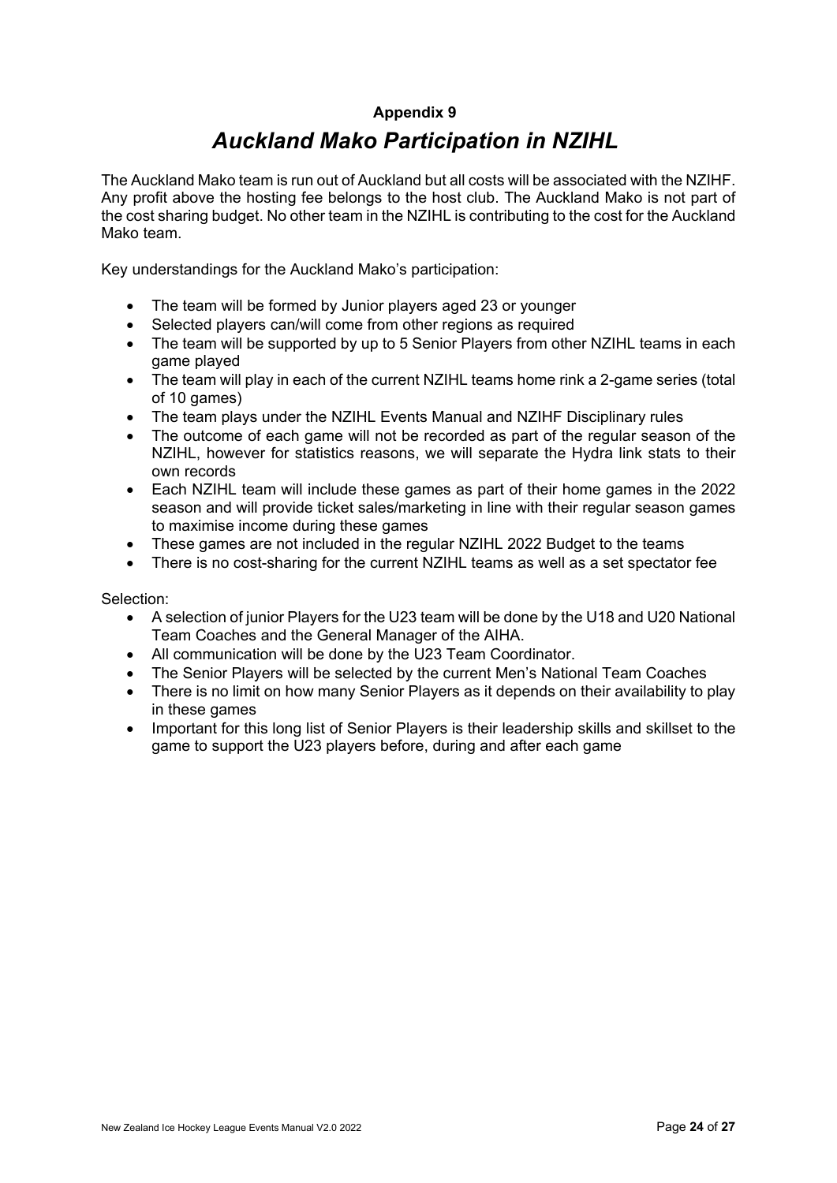**Appendix 9**

# *Auckland Mako Participation in NZIHL*

The Auckland Mako team is run out of Auckland but all costs will be associated with the NZIHF. Any profit above the hosting fee belongs to the host club. The Auckland Mako is not part of the cost sharing budget. No other team in the NZIHL is contributing to the cost for the Auckland Mako team.

Key understandings for the Auckland Mako's participation:

- The team will be formed by Junior players aged 23 or younger
- Selected players can/will come from other regions as required
- The team will be supported by up to 5 Senior Players from other NZIHL teams in each game played
- The team will play in each of the current NZIHL teams home rink a 2-game series (total of 10 games)
- The team plays under the NZIHL Events Manual and NZIHF Disciplinary rules
- The outcome of each game will not be recorded as part of the regular season of the NZIHL, however for statistics reasons, we will separate the Hydra link stats to their own records
- Each NZIHL team will include these games as part of their home games in the 2022 season and will provide ticket sales/marketing in line with their regular season games to maximise income during these games
- These games are not included in the regular NZIHL 2022 Budget to the teams
- There is no cost-sharing for the current NZIHL teams as well as a set spectator fee

Selection:

- A selection of junior Players for the U23 team will be done by the U18 and U20 National Team Coaches and the General Manager of the AIHA.
- All communication will be done by the U23 Team Coordinator.
- The Senior Players will be selected by the current Men's National Team Coaches
- There is no limit on how many Senior Players as it depends on their availability to play in these games
- Important for this long list of Senior Players is their leadership skills and skillset to the game to support the U23 players before, during and after each game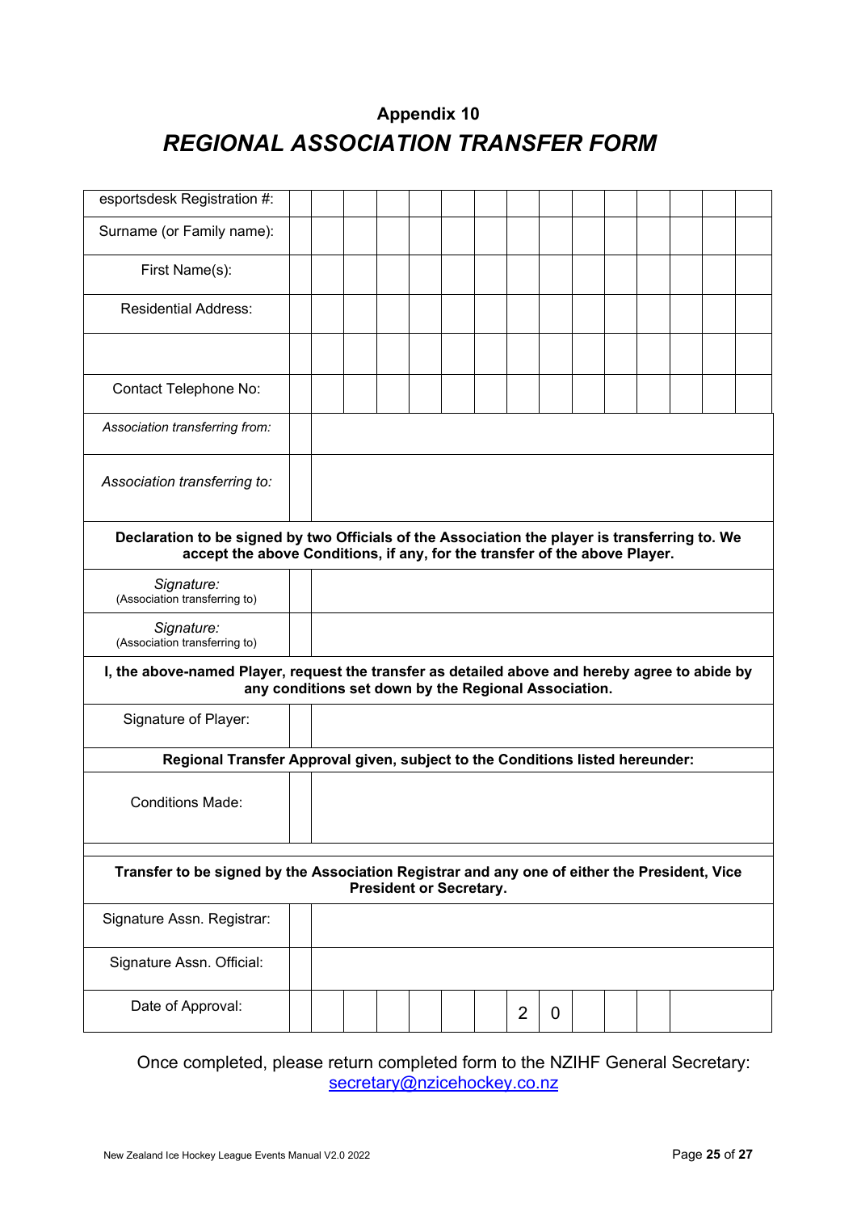## Appendix 10

# *REGIONAL ASSOCIATION TRANSFER FORM*

| | |
|---|---|
| esportsdesk Registration #: | |
| Surname (or Family name): | |
| First Name(s): | |
| Residential Address: | |
| | |
| Contact Telephone No: | |
| *Association transferring from:* | |
| *Association transferring to:* | |
| **Declaration to be signed by two Officials of the Association the player is transferring to. We accept the above Conditions, if any, for the transfer of the above Player.** | |
| *Signature:* (Association transferring to) | |
| *Signature:* (Association transferring to) | |
| **I, the above-named Player, request the transfer as detailed above and hereby agree to abide by any conditions set down by the Regional Association.** | |
| Signature of Player: | |
| **Regional Transfer Approval given, subject to the Conditions listed hereunder:** | |
| Conditions Made: | |
| **Transfer to be signed by the Association Registrar and any one of either the President, Vice President or Secretary.** | |
| Signature Assn. Registrar: | |
| Signature Assn. Official: | |
| Date of Approval: | 20 |

Once completed, please return completed form to the NZIHF General Secretary: secretary@nzicehockey.co.nz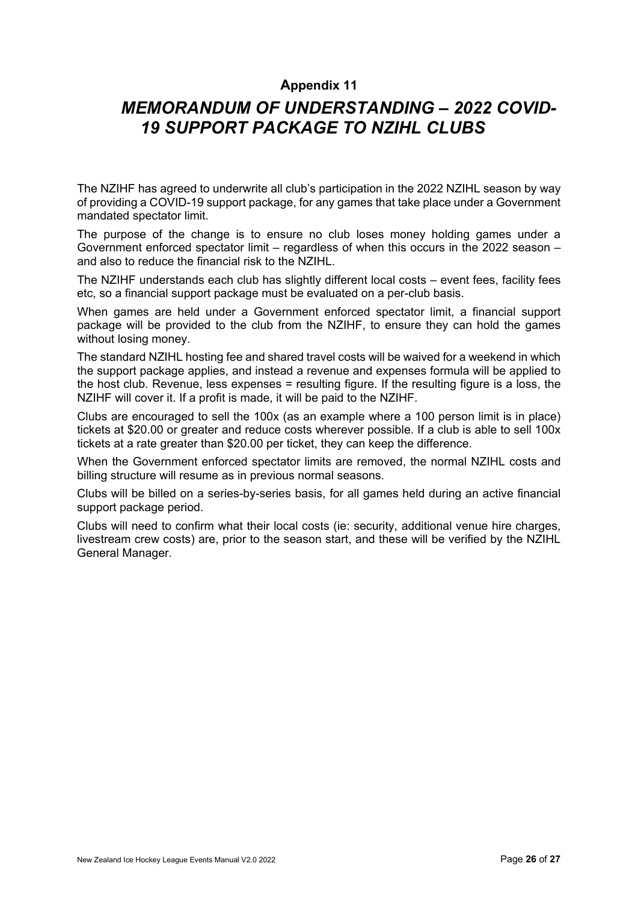## Appendix 11

# *MEMORANDUM OF UNDERSTANDING – 2022 COVID-19 SUPPORT PACKAGE TO NZIHL CLUBS*

The NZIHF has agreed to underwrite all club's participation in the 2022 NZIHL season by way of providing a COVID-19 support package, for any games that take place under a Government mandated spectator limit.

The purpose of the change is to ensure no club loses money holding games under a Government enforced spectator limit – regardless of when this occurs in the 2022 season – and also to reduce the financial risk to the NZIHL.

The NZIHF understands each club has slightly different local costs – event fees, facility fees etc, so a financial support package must be evaluated on a per-club basis.

When games are held under a Government enforced spectator limit, a financial support package will be provided to the club from the NZIHF, to ensure they can hold the games without losing money.

The standard NZIHL hosting fee and shared travel costs will be waived for a weekend in which the support package applies, and instead a revenue and expenses formula will be applied to the host club. Revenue, less expenses = resulting figure. If the resulting figure is a loss, the NZIHF will cover it. If a profit is made, it will be paid to the NZIHF.

Clubs are encouraged to sell the 100x (as an example where a 100 person limit is in place) tickets at $20.00 or greater and reduce costs wherever possible. If a club is able to sell 100x tickets at a rate greater than $20.00 per ticket, they can keep the difference.

When the Government enforced spectator limits are removed, the normal NZIHL costs and billing structure will resume as in previous normal seasons.

Clubs will be billed on a series-by-series basis, for all games held during an active financial support package period.

Clubs will need to confirm what their local costs (ie: security, additional venue hire charges, livestream crew costs) are, prior to the season start, and these will be verified by the NZIHL General Manager.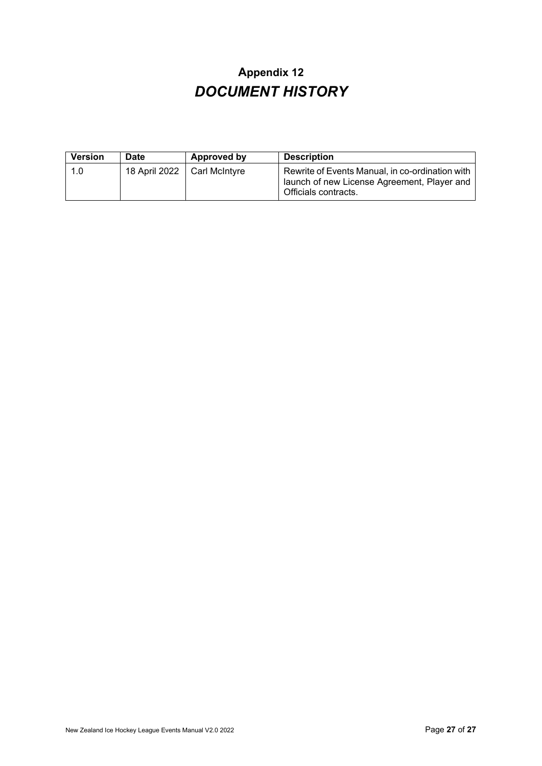# Appendix 12

## *DOCUMENT HISTORY*

| Version | Date | Approved by | Description |
|---|---|---|---|
| 1.0 | 18 April 2022 | Carl McIntyre | Rewrite of Events Manual, in co-ordination with launch of new License Agreement, Player and Officials contracts. |